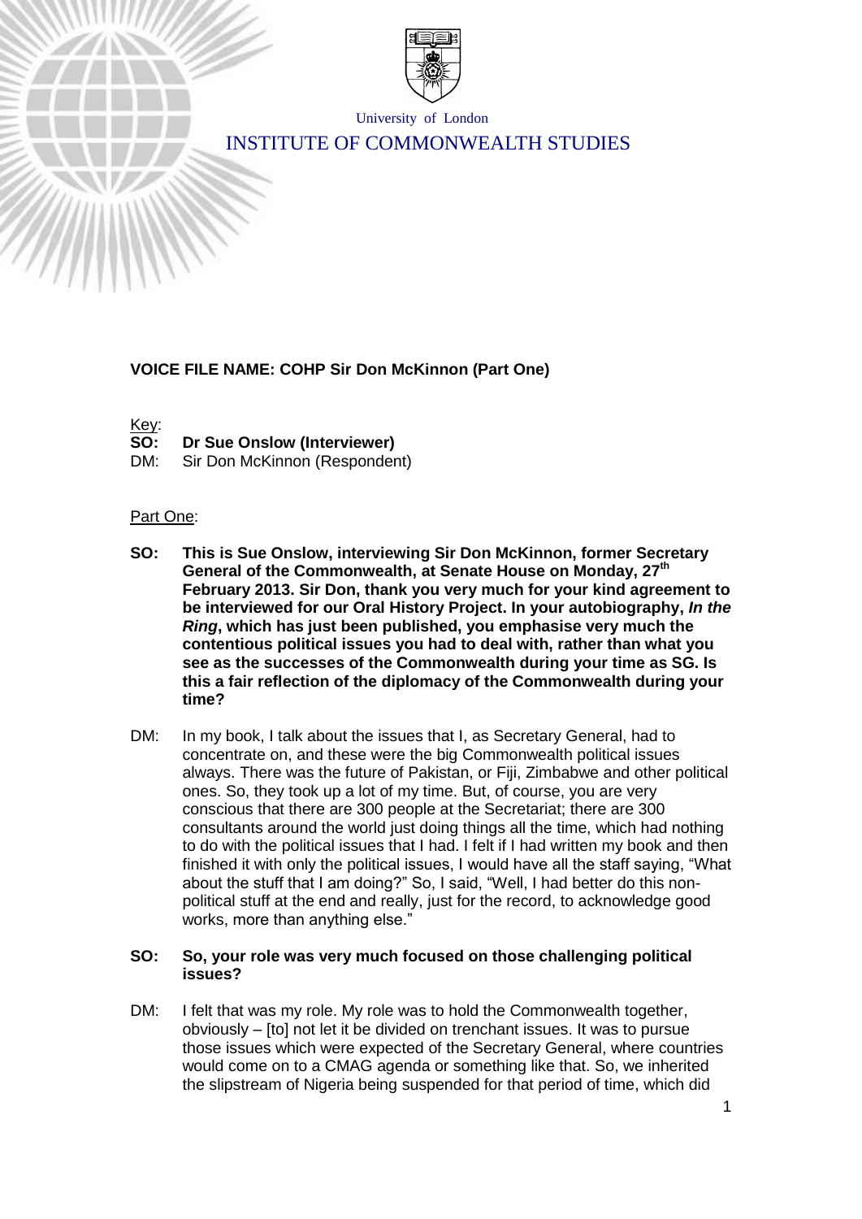University of London

INSTITUTE OF COMMONWEALTH STUDIES

**VOICE FILE NAME: COHP Sir Don McKinnon (Part One)**

Key:
**SO: Dr Sue Onslow (Interviewer)**
DM: Sir Don McKinnon (Respondent)

Part One:

**SO: This is Sue Onslow, interviewing Sir Don McKinnon, former Secretary General of the Commonwealth, at Senate House on Monday, 27th February 2013. Sir Don, thank you very much for your kind agreement to be interviewed for our Oral History Project. In your autobiography, *In the Ring*, which has just been published, you emphasise very much the contentious political issues you had to deal with, rather than what you see as the successes of the Commonwealth during your time as SG. Is this a fair reflection of the diplomacy of the Commonwealth during your time?**

DM: In my book, I talk about the issues that I, as Secretary General, had to concentrate on, and these were the big Commonwealth political issues always. There was the future of Pakistan, or Fiji, Zimbabwe and other political ones. So, they took up a lot of my time. But, of course, you are very conscious that there are 300 people at the Secretariat; there are 300 consultants around the world just doing things all the time, which had nothing to do with the political issues that I had. I felt if I had written my book and then finished it with only the political issues, I would have all the staff saying, "What about the stuff that I am doing?" So, I said, "Well, I had better do this non-political stuff at the end and really, just for the record, to acknowledge good works, more than anything else."

**SO: So, your role was very much focused on those challenging political issues?**

DM: I felt that was my role. My role was to hold the Commonwealth together, obviously – [to] not let it be divided on trenchant issues. It was to pursue those issues which were expected of the Secretary General, where countries would come on to a CMAG agenda or something like that. So, we inherited the slipstream of Nigeria being suspended for that period of time, which did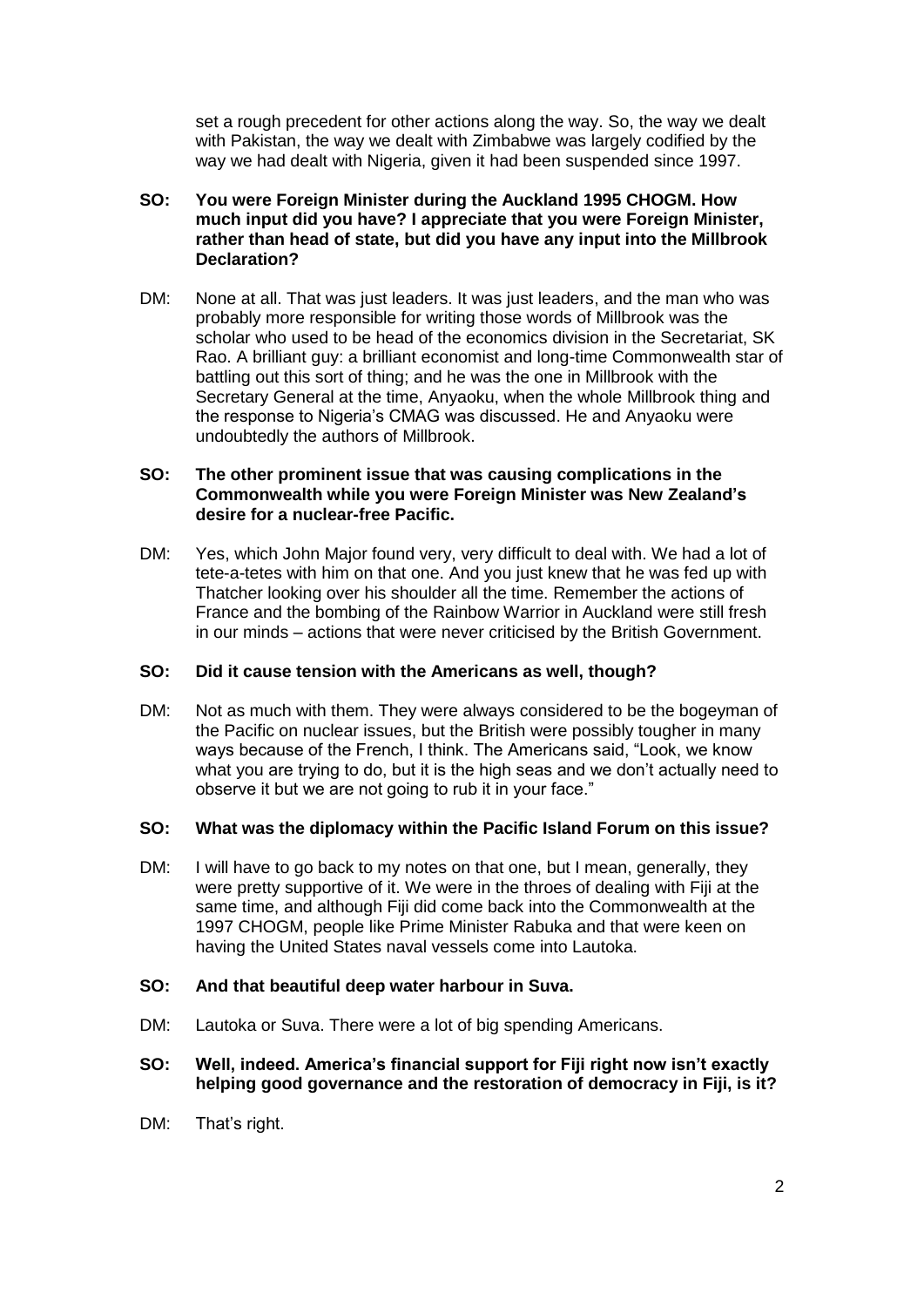set a rough precedent for other actions along the way. So, the way we dealt with Pakistan, the way we dealt with Zimbabwe was largely codified by the way we had dealt with Nigeria, given it had been suspended since 1997.

**SO: You were Foreign Minister during the Auckland 1995 CHOGM. How much input did you have? I appreciate that you were Foreign Minister, rather than head of state, but did you have any input into the Millbrook Declaration?**

DM: None at all. That was just leaders. It was just leaders, and the man who was probably more responsible for writing those words of Millbrook was the scholar who used to be head of the economics division in the Secretariat, SK Rao. A brilliant guy: a brilliant economist and long-time Commonwealth star of battling out this sort of thing; and he was the one in Millbrook with the Secretary General at the time, Anyaoku, when the whole Millbrook thing and the response to Nigeria's CMAG was discussed. He and Anyaoku were undoubtedly the authors of Millbrook.

**SO: The other prominent issue that was causing complications in the Commonwealth while you were Foreign Minister was New Zealand's desire for a nuclear-free Pacific.**

DM: Yes, which John Major found very, very difficult to deal with. We had a lot of tete-a-tetes with him on that one. And you just knew that he was fed up with Thatcher looking over his shoulder all the time. Remember the actions of France and the bombing of the Rainbow Warrior in Auckland were still fresh in our minds – actions that were never criticised by the British Government.

**SO: Did it cause tension with the Americans as well, though?**

DM: Not as much with them. They were always considered to be the bogeyman of the Pacific on nuclear issues, but the British were possibly tougher in many ways because of the French, I think. The Americans said, "Look, we know what you are trying to do, but it is the high seas and we don't actually need to observe it but we are not going to rub it in your face."

**SO: What was the diplomacy within the Pacific Island Forum on this issue?**

DM: I will have to go back to my notes on that one, but I mean, generally, they were pretty supportive of it. We were in the throes of dealing with Fiji at the same time, and although Fiji did come back into the Commonwealth at the 1997 CHOGM, people like Prime Minister Rabuka and that were keen on having the United States naval vessels come into Lautoka.

**SO: And that beautiful deep water harbour in Suva.**

DM: Lautoka or Suva. There were a lot of big spending Americans.

**SO: Well, indeed. America's financial support for Fiji right now isn't exactly helping good governance and the restoration of democracy in Fiji, is it?**

DM: That's right.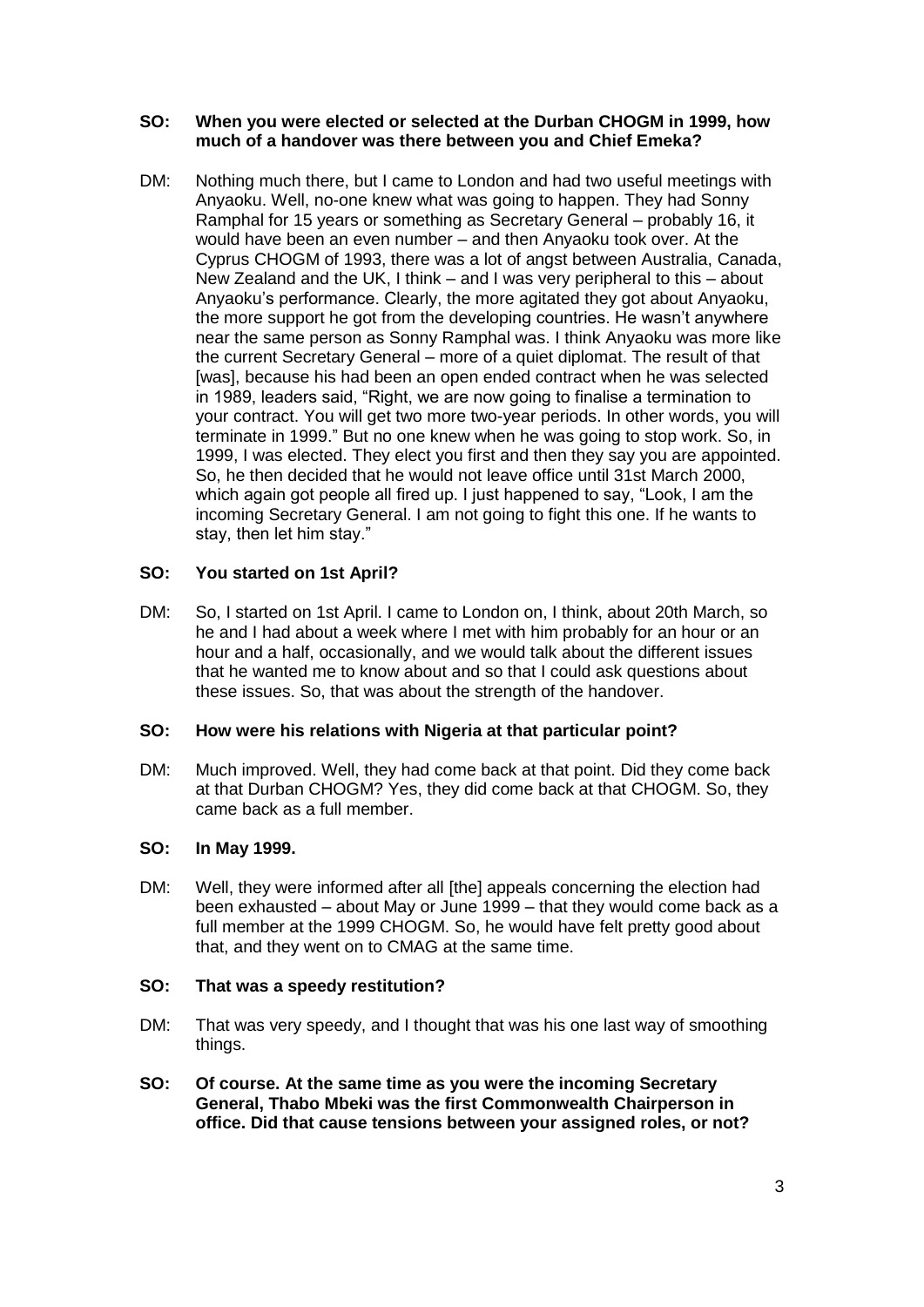**SO: When you were elected or selected at the Durban CHOGM in 1999, how much of a handover was there between you and Chief Emeka?**

DM: Nothing much there, but I came to London and had two useful meetings with Anyaoku. Well, no-one knew what was going to happen. They had Sonny Ramphal for 15 years or something as Secretary General – probably 16, it would have been an even number – and then Anyaoku took over. At the Cyprus CHOGM of 1993, there was a lot of angst between Australia, Canada, New Zealand and the UK, I think – and I was very peripheral to this – about Anyaoku's performance. Clearly, the more agitated they got about Anyaoku, the more support he got from the developing countries. He wasn't anywhere near the same person as Sonny Ramphal was. I think Anyaoku was more like the current Secretary General – more of a quiet diplomat. The result of that [was], because his had been an open ended contract when he was selected in 1989, leaders said, "Right, we are now going to finalise a termination to your contract. You will get two more two-year periods. In other words, you will terminate in 1999." But no one knew when he was going to stop work. So, in 1999, I was elected. They elect you first and then they say you are appointed. So, he then decided that he would not leave office until 31st March 2000, which again got people all fired up. I just happened to say, "Look, I am the incoming Secretary General. I am not going to fight this one. If he wants to stay, then let him stay."

**SO: You started on 1st April?**

DM: So, I started on 1st April. I came to London on, I think, about 20th March, so he and I had about a week where I met with him probably for an hour or an hour and a half, occasionally, and we would talk about the different issues that he wanted me to know about and so that I could ask questions about these issues. So, that was about the strength of the handover.

**SO: How were his relations with Nigeria at that particular point?**

DM: Much improved. Well, they had come back at that point. Did they come back at that Durban CHOGM? Yes, they did come back at that CHOGM. So, they came back as a full member.

**SO: In May 1999.**

DM: Well, they were informed after all [the] appeals concerning the election had been exhausted – about May or June 1999 – that they would come back as a full member at the 1999 CHOGM. So, he would have felt pretty good about that, and they went on to CMAG at the same time.

**SO: That was a speedy restitution?**

DM: That was very speedy, and I thought that was his one last way of smoothing things.

**SO: Of course. At the same time as you were the incoming Secretary General, Thabo Mbeki was the first Commonwealth Chairperson in office. Did that cause tensions between your assigned roles, or not?**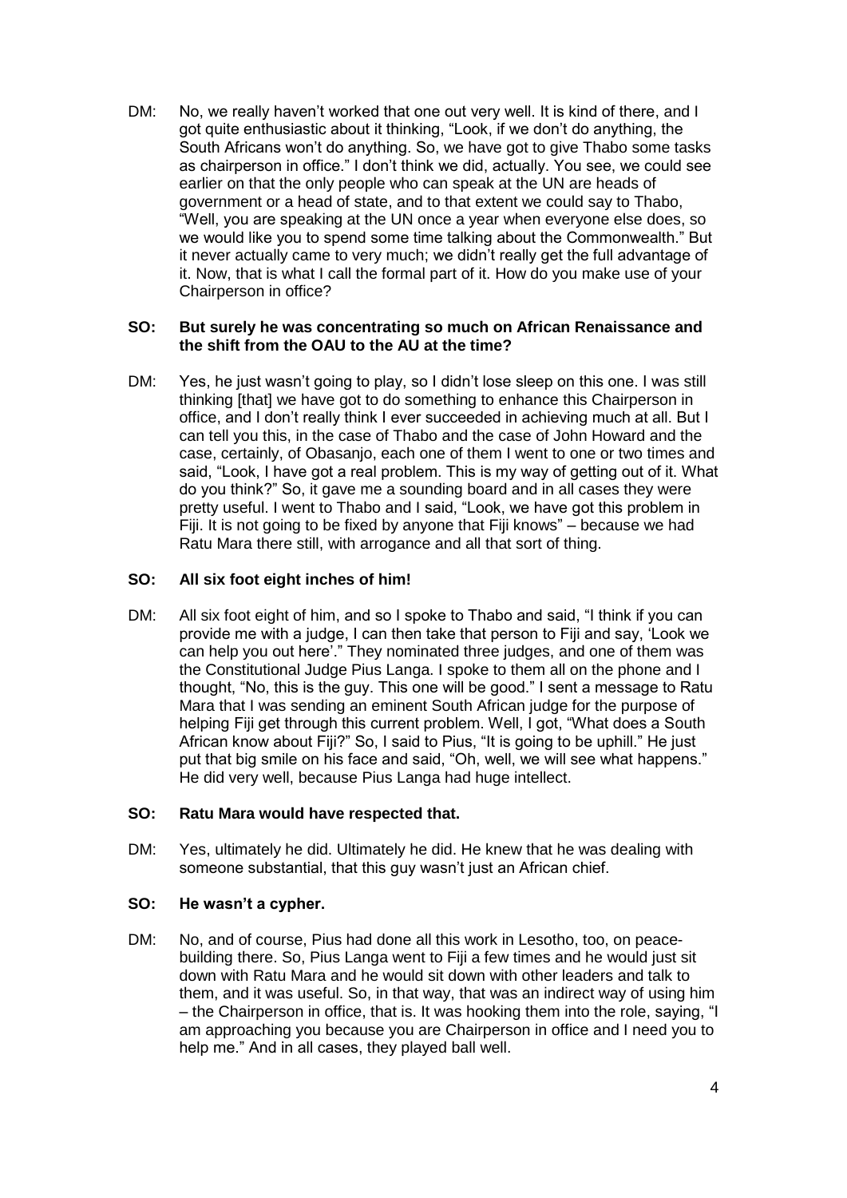DM: No, we really haven't worked that one out very well. It is kind of there, and I got quite enthusiastic about it thinking, "Look, if we don't do anything, the South Africans won't do anything. So, we have got to give Thabo some tasks as chairperson in office." I don't think we did, actually. You see, we could see earlier on that the only people who can speak at the UN are heads of government or a head of state, and to that extent we could say to Thabo, "Well, you are speaking at the UN once a year when everyone else does, so we would like you to spend some time talking about the Commonwealth." But it never actually came to very much; we didn't really get the full advantage of it. Now, that is what I call the formal part of it. How do you make use of your Chairperson in office?

**SO: But surely he was concentrating so much on African Renaissance and the shift from the OAU to the AU at the time?**

DM: Yes, he just wasn't going to play, so I didn't lose sleep on this one. I was still thinking [that] we have got to do something to enhance this Chairperson in office, and I don't really think I ever succeeded in achieving much at all. But I can tell you this, in the case of Thabo and the case of John Howard and the case, certainly, of Obasanjo, each one of them I went to one or two times and said, "Look, I have got a real problem. This is my way of getting out of it. What do you think?" So, it gave me a sounding board and in all cases they were pretty useful. I went to Thabo and I said, "Look, we have got this problem in Fiji. It is not going to be fixed by anyone that Fiji knows" – because we had Ratu Mara there still, with arrogance and all that sort of thing.

**SO: All six foot eight inches of him!**

DM: All six foot eight of him, and so I spoke to Thabo and said, "I think if you can provide me with a judge, I can then take that person to Fiji and say, 'Look we can help you out here'." They nominated three judges, and one of them was the Constitutional Judge Pius Langa. I spoke to them all on the phone and I thought, "No, this is the guy. This one will be good." I sent a message to Ratu Mara that I was sending an eminent South African judge for the purpose of helping Fiji get through this current problem. Well, I got, "What does a South African know about Fiji?" So, I said to Pius, "It is going to be uphill." He just put that big smile on his face and said, "Oh, well, we will see what happens." He did very well, because Pius Langa had huge intellect.

**SO: Ratu Mara would have respected that.**

DM: Yes, ultimately he did. Ultimately he did. He knew that he was dealing with someone substantial, that this guy wasn't just an African chief.

**SO: He wasn't a cypher.**

DM: No, and of course, Pius had done all this work in Lesotho, too, on peace-building there. So, Pius Langa went to Fiji a few times and he would just sit down with Ratu Mara and he would sit down with other leaders and talk to them, and it was useful. So, in that way, that was an indirect way of using him – the Chairperson in office, that is. It was hooking them into the role, saying, "I am approaching you because you are Chairperson in office and I need you to help me." And in all cases, they played ball well.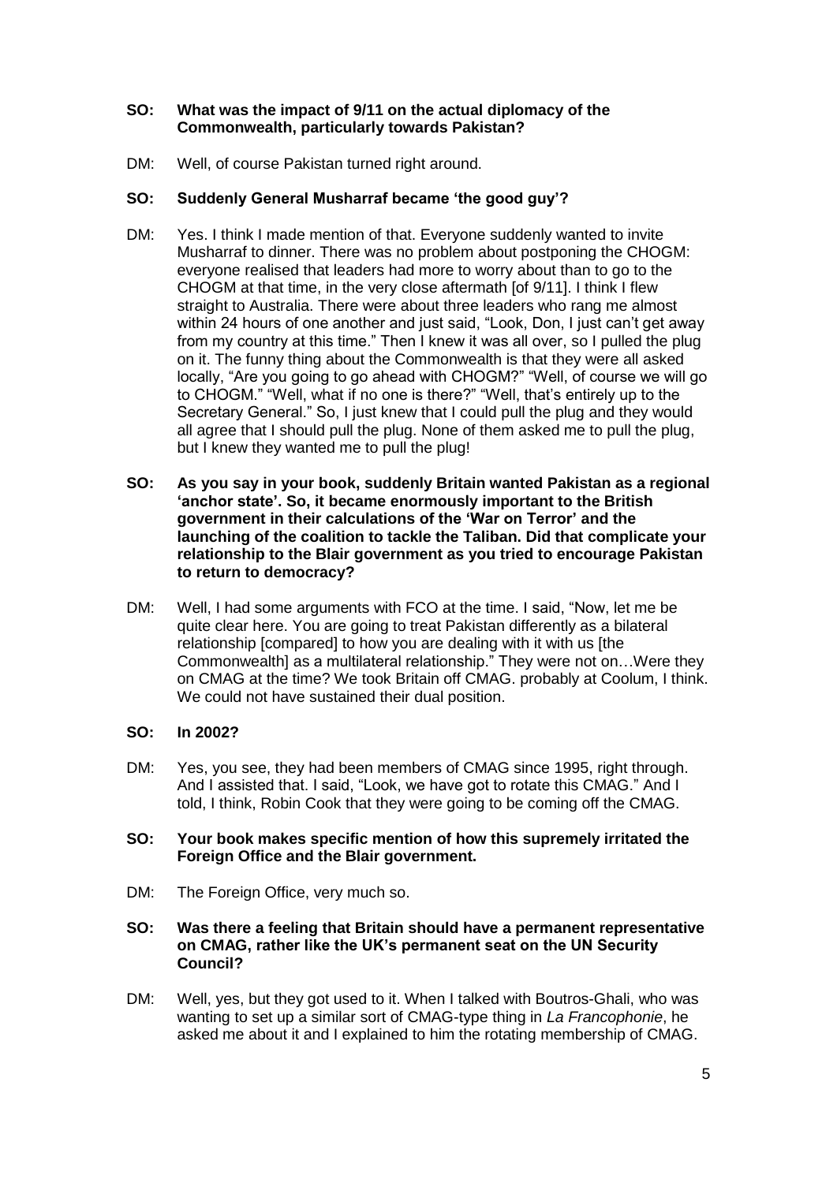**SO: What was the impact of 9/11 on the actual diplomacy of the Commonwealth, particularly towards Pakistan?**

DM: Well, of course Pakistan turned right around.

**SO: Suddenly General Musharraf became 'the good guy'?**

DM: Yes. I think I made mention of that. Everyone suddenly wanted to invite Musharraf to dinner. There was no problem about postponing the CHOGM: everyone realised that leaders had more to worry about than to go to the CHOGM at that time, in the very close aftermath [of 9/11]. I think I flew straight to Australia. There were about three leaders who rang me almost within 24 hours of one another and just said, "Look, Don, I just can't get away from my country at this time." Then I knew it was all over, so I pulled the plug on it. The funny thing about the Commonwealth is that they were all asked locally, "Are you going to go ahead with CHOGM?" "Well, of course we will go to CHOGM." "Well, what if no one is there?" "Well, that's entirely up to the Secretary General." So, I just knew that I could pull the plug and they would all agree that I should pull the plug. None of them asked me to pull the plug, but I knew they wanted me to pull the plug!

**SO: As you say in your book, suddenly Britain wanted Pakistan as a regional 'anchor state'. So, it became enormously important to the British government in their calculations of the 'War on Terror' and the launching of the coalition to tackle the Taliban. Did that complicate your relationship to the Blair government as you tried to encourage Pakistan to return to democracy?**

DM: Well, I had some arguments with FCO at the time. I said, "Now, let me be quite clear here. You are going to treat Pakistan differently as a bilateral relationship [compared] to how you are dealing with it with us [the Commonwealth] as a multilateral relationship." They were not on…Were they on CMAG at the time? We took Britain off CMAG. probably at Coolum, I think. We could not have sustained their dual position.

**SO: In 2002?**

DM: Yes, you see, they had been members of CMAG since 1995, right through. And I assisted that. I said, "Look, we have got to rotate this CMAG." And I told, I think, Robin Cook that they were going to be coming off the CMAG.

**SO: Your book makes specific mention of how this supremely irritated the Foreign Office and the Blair government.**

DM: The Foreign Office, very much so.

**SO: Was there a feeling that Britain should have a permanent representative on CMAG, rather like the UK's permanent seat on the UN Security Council?**

DM: Well, yes, but they got used to it. When I talked with Boutros-Ghali, who was wanting to set up a similar sort of CMAG-type thing in *La Francophonie*, he asked me about it and I explained to him the rotating membership of CMAG.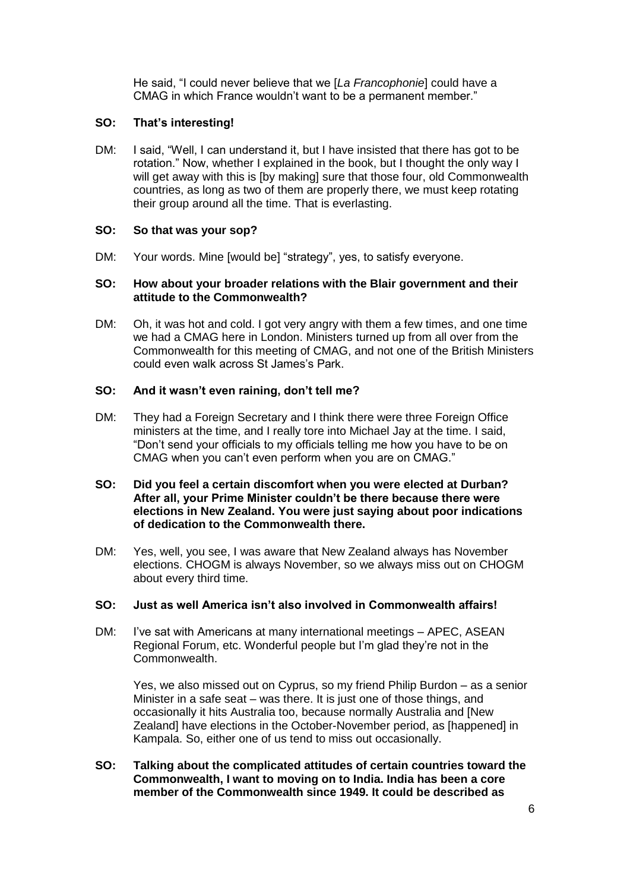He said, "I could never believe that we [*La Francophonie*] could have a CMAG in which France wouldn't want to be a permanent member."

**SO: That's interesting!**

DM: I said, "Well, I can understand it, but I have insisted that there has got to be rotation." Now, whether I explained in the book, but I thought the only way I will get away with this is [by making] sure that those four, old Commonwealth countries, as long as two of them are properly there, we must keep rotating their group around all the time. That is everlasting.

**SO: So that was your sop?**

DM: Your words. Mine [would be] "strategy", yes, to satisfy everyone.

**SO: How about your broader relations with the Blair government and their attitude to the Commonwealth?**

DM: Oh, it was hot and cold. I got very angry with them a few times, and one time we had a CMAG here in London. Ministers turned up from all over from the Commonwealth for this meeting of CMAG, and not one of the British Ministers could even walk across St James's Park.

**SO: And it wasn't even raining, don't tell me?**

DM: They had a Foreign Secretary and I think there were three Foreign Office ministers at the time, and I really tore into Michael Jay at the time. I said, "Don't send your officials to my officials telling me how you have to be on CMAG when you can't even perform when you are on CMAG."

**SO: Did you feel a certain discomfort when you were elected at Durban? After all, your Prime Minister couldn't be there because there were elections in New Zealand. You were just saying about poor indications of dedication to the Commonwealth there.**

DM: Yes, well, you see, I was aware that New Zealand always has November elections. CHOGM is always November, so we always miss out on CHOGM about every third time.

**SO: Just as well America isn't also involved in Commonwealth affairs!**

DM: I've sat with Americans at many international meetings – APEC, ASEAN Regional Forum, etc. Wonderful people but I'm glad they're not in the Commonwealth.

Yes, we also missed out on Cyprus, so my friend Philip Burdon – as a senior Minister in a safe seat – was there. It is just one of those things, and occasionally it hits Australia too, because normally Australia and [New Zealand] have elections in the October-November period, as [happened] in Kampala. So, either one of us tend to miss out occasionally.

**SO: Talking about the complicated attitudes of certain countries toward the Commonwealth, I want to moving on to India. India has been a core member of the Commonwealth since 1949. It could be described as**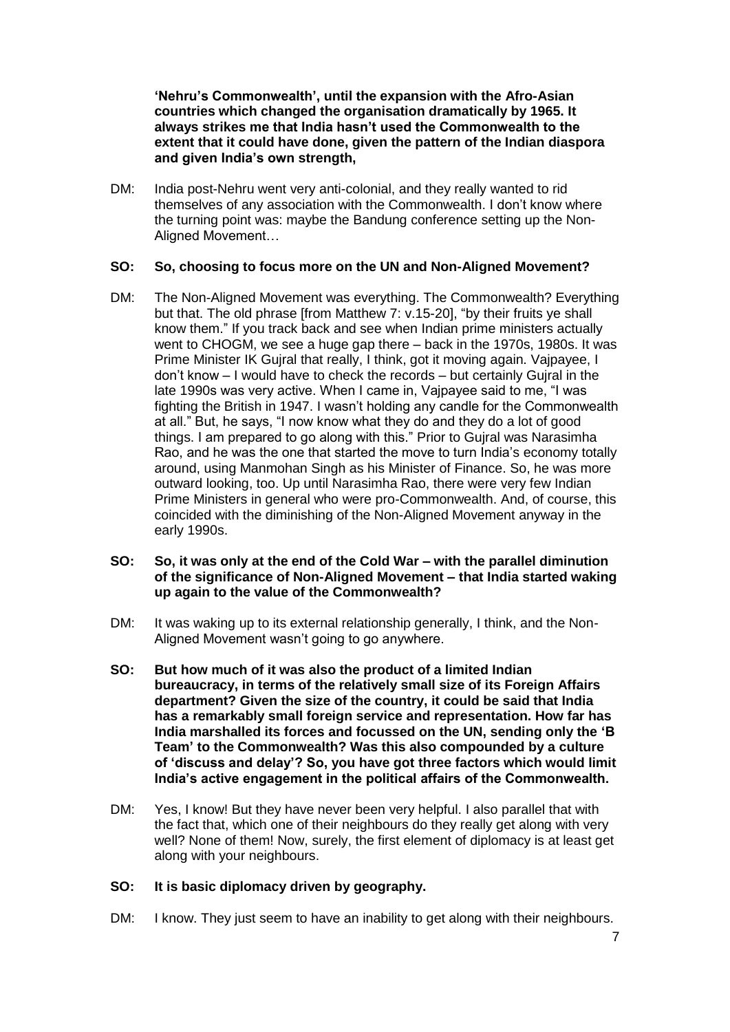**'Nehru's Commonwealth', until the expansion with the Afro-Asian countries which changed the organisation dramatically by 1965. It always strikes me that India hasn't used the Commonwealth to the extent that it could have done, given the pattern of the Indian diaspora and given India's own strength,**

DM: India post-Nehru went very anti-colonial, and they really wanted to rid themselves of any association with the Commonwealth. I don't know where the turning point was: maybe the Bandung conference setting up the Non-Aligned Movement…

**SO: So, choosing to focus more on the UN and Non-Aligned Movement?**

DM: The Non-Aligned Movement was everything. The Commonwealth? Everything but that. The old phrase [from Matthew 7: v.15-20], "by their fruits ye shall know them." If you track back and see when Indian prime ministers actually went to CHOGM, we see a huge gap there – back in the 1970s, 1980s. It was Prime Minister IK Gujral that really, I think, got it moving again. Vajpayee, I don't know – I would have to check the records – but certainly Gujral in the late 1990s was very active. When I came in, Vajpayee said to me, "I was fighting the British in 1947. I wasn't holding any candle for the Commonwealth at all." But, he says, "I now know what they do and they do a lot of good things. I am prepared to go along with this." Prior to Gujral was Narasimha Rao, and he was the one that started the move to turn India's economy totally around, using Manmohan Singh as his Minister of Finance. So, he was more outward looking, too. Up until Narasimha Rao, there were very few Indian Prime Ministers in general who were pro-Commonwealth. And, of course, this coincided with the diminishing of the Non-Aligned Movement anyway in the early 1990s.

**SO: So, it was only at the end of the Cold War – with the parallel diminution of the significance of Non-Aligned Movement – that India started waking up again to the value of the Commonwealth?**

DM: It was waking up to its external relationship generally, I think, and the Non-Aligned Movement wasn't going to go anywhere.

**SO: But how much of it was also the product of a limited Indian bureaucracy, in terms of the relatively small size of its Foreign Affairs department? Given the size of the country, it could be said that India has a remarkably small foreign service and representation. How far has India marshalled its forces and focussed on the UN, sending only the 'B Team' to the Commonwealth? Was this also compounded by a culture of 'discuss and delay'? So, you have got three factors which would limit India's active engagement in the political affairs of the Commonwealth.**

DM: Yes, I know! But they have never been very helpful. I also parallel that with the fact that, which one of their neighbours do they really get along with very well? None of them! Now, surely, the first element of diplomacy is at least get along with your neighbours.

**SO: It is basic diplomacy driven by geography.**

DM: I know. They just seem to have an inability to get along with their neighbours.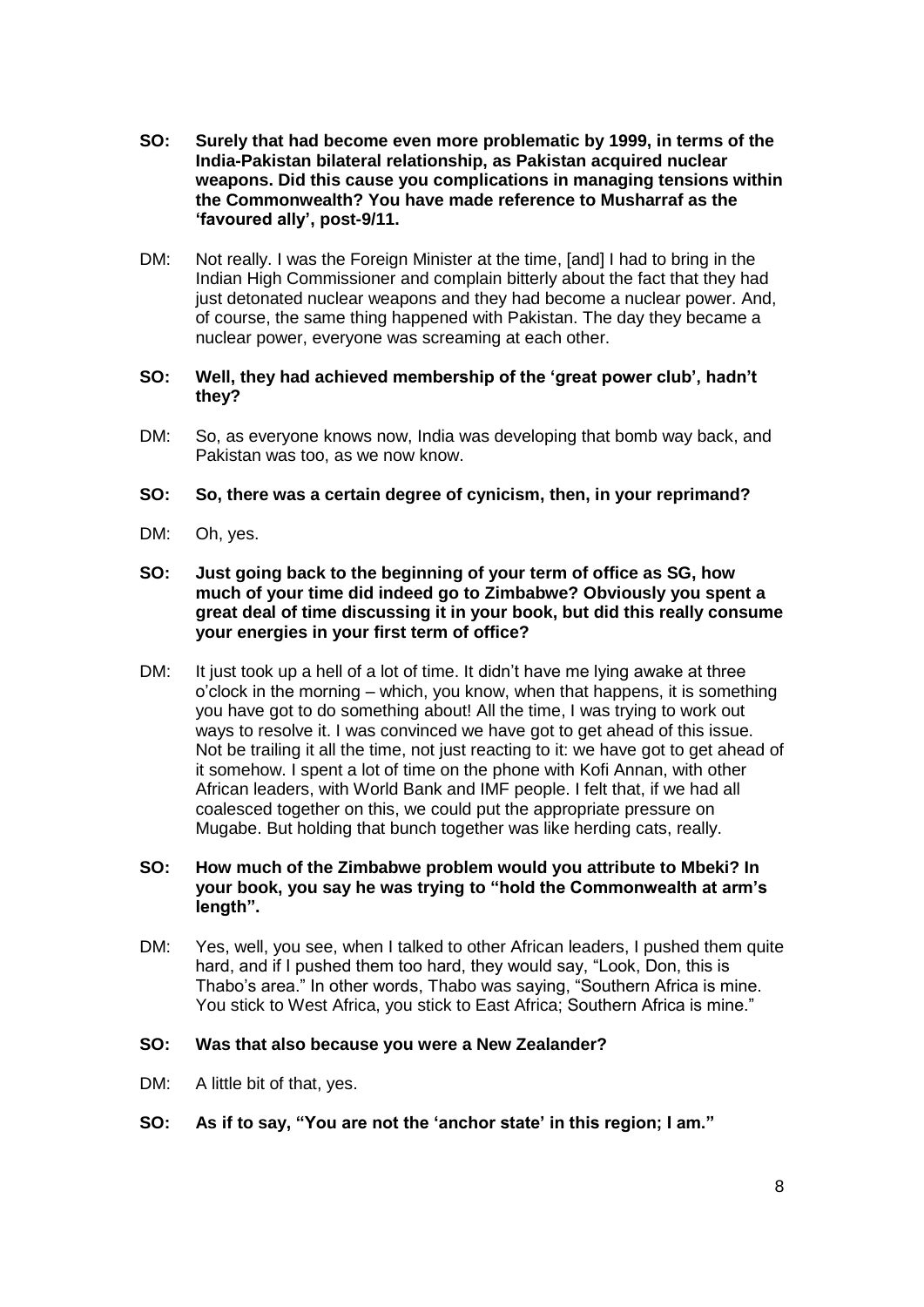**SO: Surely that had become even more problematic by 1999, in terms of the India-Pakistan bilateral relationship, as Pakistan acquired nuclear weapons. Did this cause you complications in managing tensions within the Commonwealth? You have made reference to Musharraf as the 'favoured ally', post-9/11.**

DM: Not really. I was the Foreign Minister at the time, [and] I had to bring in the Indian High Commissioner and complain bitterly about the fact that they had just detonated nuclear weapons and they had become a nuclear power. And, of course, the same thing happened with Pakistan. The day they became a nuclear power, everyone was screaming at each other.

**SO: Well, they had achieved membership of the 'great power club', hadn't they?**

DM: So, as everyone knows now, India was developing that bomb way back, and Pakistan was too, as we now know.

**SO: So, there was a certain degree of cynicism, then, in your reprimand?**

DM: Oh, yes.

**SO: Just going back to the beginning of your term of office as SG, how much of your time did indeed go to Zimbabwe? Obviously you spent a great deal of time discussing it in your book, but did this really consume your energies in your first term of office?**

DM: It just took up a hell of a lot of time. It didn't have me lying awake at three o'clock in the morning – which, you know, when that happens, it is something you have got to do something about! All the time, I was trying to work out ways to resolve it. I was convinced we have got to get ahead of this issue. Not be trailing it all the time, not just reacting to it: we have got to get ahead of it somehow. I spent a lot of time on the phone with Kofi Annan, with other African leaders, with World Bank and IMF people. I felt that, if we had all coalesced together on this, we could put the appropriate pressure on Mugabe. But holding that bunch together was like herding cats, really.

**SO: How much of the Zimbabwe problem would you attribute to Mbeki? In your book, you say he was trying to "hold the Commonwealth at arm's length".**

DM: Yes, well, you see, when I talked to other African leaders, I pushed them quite hard, and if I pushed them too hard, they would say, "Look, Don, this is Thabo's area." In other words, Thabo was saying, "Southern Africa is mine. You stick to West Africa, you stick to East Africa; Southern Africa is mine."

**SO: Was that also because you were a New Zealander?**

DM: A little bit of that, yes.

**SO: As if to say, "You are not the 'anchor state' in this region; I am."**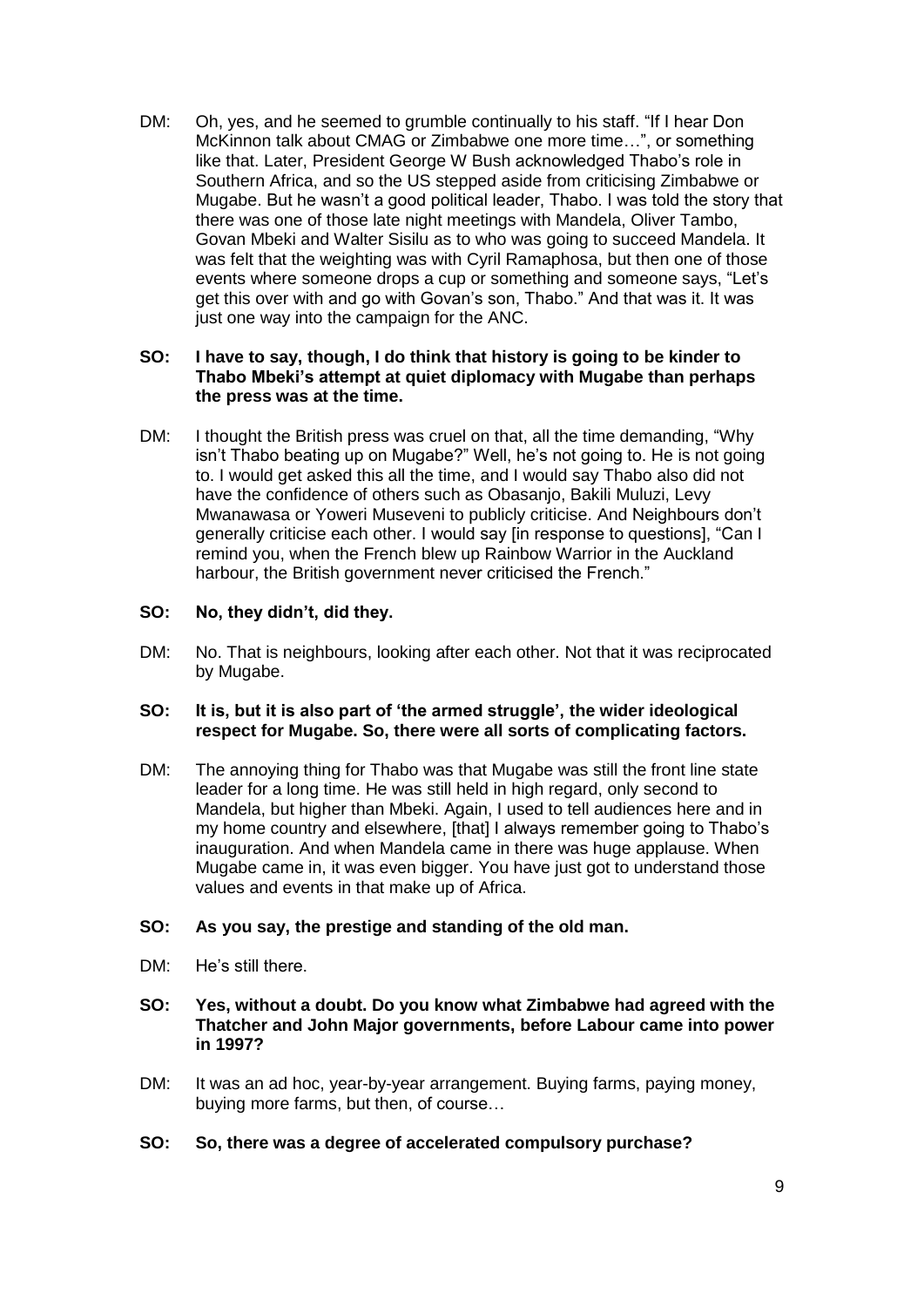DM: Oh, yes, and he seemed to grumble continually to his staff. "If I hear Don McKinnon talk about CMAG or Zimbabwe one more time…", or something like that. Later, President George W Bush acknowledged Thabo's role in Southern Africa, and so the US stepped aside from criticising Zimbabwe or Mugabe. But he wasn't a good political leader, Thabo. I was told the story that there was one of those late night meetings with Mandela, Oliver Tambo, Govan Mbeki and Walter Sisilu as to who was going to succeed Mandela. It was felt that the weighting was with Cyril Ramaphosa, but then one of those events where someone drops a cup or something and someone says, "Let's get this over with and go with Govan's son, Thabo." And that was it. It was just one way into the campaign for the ANC.

**SO: I have to say, though, I do think that history is going to be kinder to Thabo Mbeki's attempt at quiet diplomacy with Mugabe than perhaps the press was at the time.**

DM: I thought the British press was cruel on that, all the time demanding, "Why isn't Thabo beating up on Mugabe?" Well, he's not going to. He is not going to. I would get asked this all the time, and I would say Thabo also did not have the confidence of others such as Obasanjo, Bakili Muluzi, Levy Mwanawasa or Yoweri Museveni to publicly criticise. And Neighbours don't generally criticise each other. I would say [in response to questions], "Can I remind you, when the French blew up Rainbow Warrior in the Auckland harbour, the British government never criticised the French."

**SO: No, they didn't, did they.**

DM: No. That is neighbours, looking after each other. Not that it was reciprocated by Mugabe.

**SO: It is, but it is also part of 'the armed struggle', the wider ideological respect for Mugabe. So, there were all sorts of complicating factors.**

DM: The annoying thing for Thabo was that Mugabe was still the front line state leader for a long time. He was still held in high regard, only second to Mandela, but higher than Mbeki. Again, I used to tell audiences here and in my home country and elsewhere, [that] I always remember going to Thabo's inauguration. And when Mandela came in there was huge applause. When Mugabe came in, it was even bigger. You have just got to understand those values and events in that make up of Africa.

**SO: As you say, the prestige and standing of the old man.**

DM: He's still there.

**SO: Yes, without a doubt. Do you know what Zimbabwe had agreed with the Thatcher and John Major governments, before Labour came into power in 1997?**

DM: It was an ad hoc, year-by-year arrangement. Buying farms, paying money, buying more farms, but then, of course…

**SO: So, there was a degree of accelerated compulsory purchase?**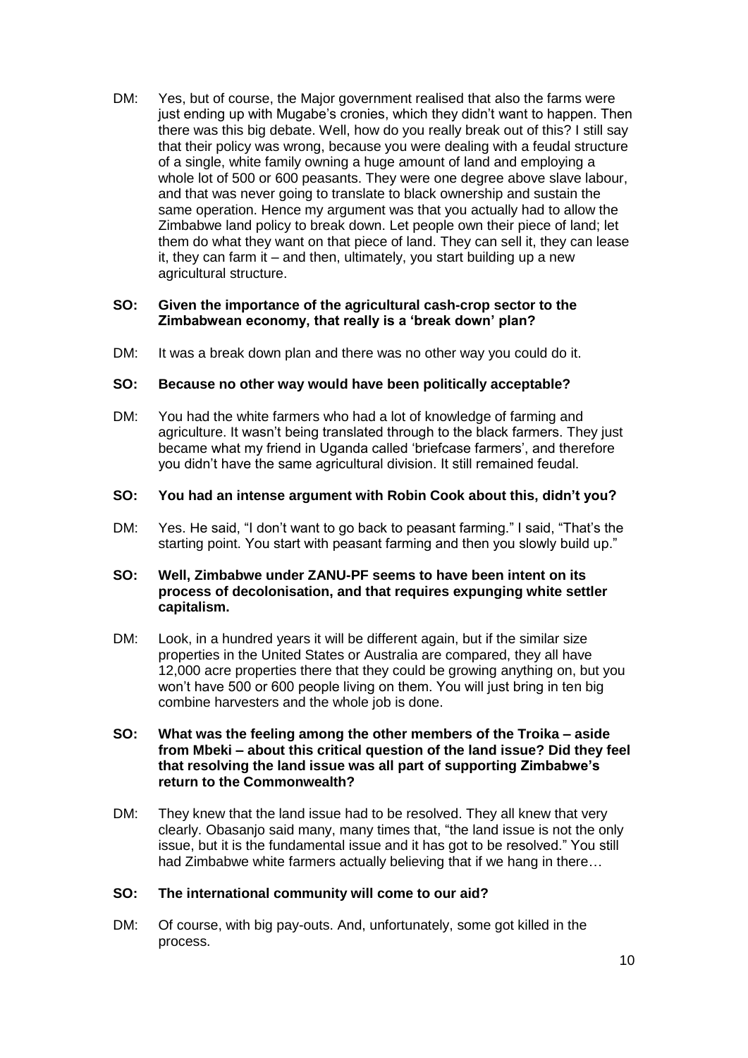DM: Yes, but of course, the Major government realised that also the farms were just ending up with Mugabe's cronies, which they didn't want to happen. Then there was this big debate. Well, how do you really break out of this? I still say that their policy was wrong, because you were dealing with a feudal structure of a single, white family owning a huge amount of land and employing a whole lot of 500 or 600 peasants. They were one degree above slave labour, and that was never going to translate to black ownership and sustain the same operation. Hence my argument was that you actually had to allow the Zimbabwe land policy to break down. Let people own their piece of land; let them do what they want on that piece of land. They can sell it, they can lease it, they can farm it – and then, ultimately, you start building up a new agricultural structure.

**SO: Given the importance of the agricultural cash-crop sector to the Zimbabwean economy, that really is a 'break down' plan?**

DM: It was a break down plan and there was no other way you could do it.

**SO: Because no other way would have been politically acceptable?**

DM: You had the white farmers who had a lot of knowledge of farming and agriculture. It wasn't being translated through to the black farmers. They just became what my friend in Uganda called 'briefcase farmers', and therefore you didn't have the same agricultural division. It still remained feudal.

**SO: You had an intense argument with Robin Cook about this, didn't you?**

DM: Yes. He said, "I don't want to go back to peasant farming." I said, "That's the starting point. You start with peasant farming and then you slowly build up."

**SO: Well, Zimbabwe under ZANU-PF seems to have been intent on its process of decolonisation, and that requires expunging white settler capitalism.**

DM: Look, in a hundred years it will be different again, but if the similar size properties in the United States or Australia are compared, they all have 12,000 acre properties there that they could be growing anything on, but you won't have 500 or 600 people living on them. You will just bring in ten big combine harvesters and the whole job is done.

**SO: What was the feeling among the other members of the Troika – aside from Mbeki – about this critical question of the land issue? Did they feel that resolving the land issue was all part of supporting Zimbabwe's return to the Commonwealth?**

DM: They knew that the land issue had to be resolved. They all knew that very clearly. Obasanjo said many, many times that, "the land issue is not the only issue, but it is the fundamental issue and it has got to be resolved." You still had Zimbabwe white farmers actually believing that if we hang in there…

**SO: The international community will come to our aid?**

DM: Of course, with big pay-outs. And, unfortunately, some got killed in the process.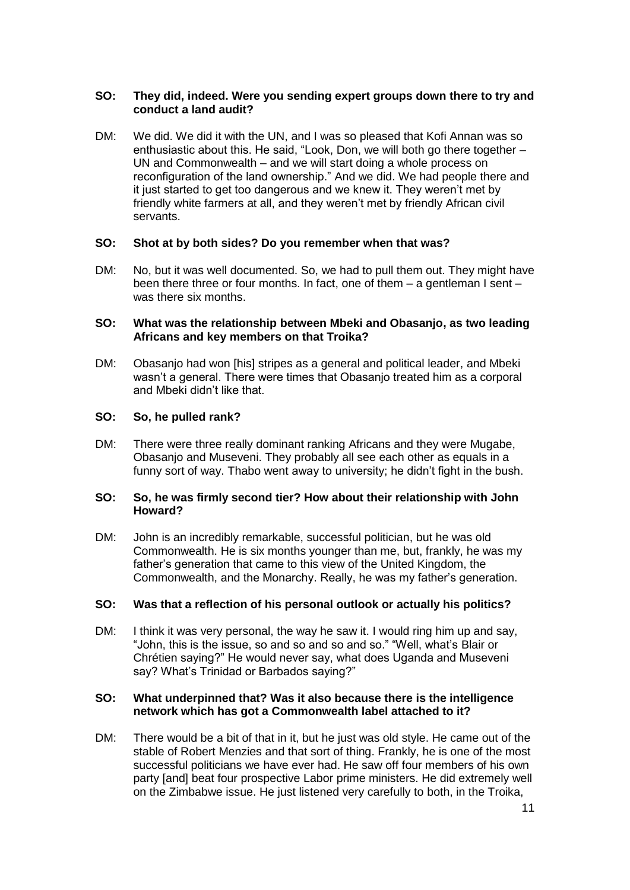**SO: They did, indeed. Were you sending expert groups down there to try and conduct a land audit?**

DM: We did. We did it with the UN, and I was so pleased that Kofi Annan was so enthusiastic about this. He said, "Look, Don, we will both go there together – UN and Commonwealth – and we will start doing a whole process on reconfiguration of the land ownership." And we did. We had people there and it just started to get too dangerous and we knew it. They weren't met by friendly white farmers at all, and they weren't met by friendly African civil servants.

**SO: Shot at by both sides? Do you remember when that was?**

DM: No, but it was well documented. So, we had to pull them out. They might have been there three or four months. In fact, one of them – a gentleman I sent – was there six months.

**SO: What was the relationship between Mbeki and Obasanjo, as two leading Africans and key members on that Troika?**

DM: Obasanjo had won [his] stripes as a general and political leader, and Mbeki wasn't a general. There were times that Obasanjo treated him as a corporal and Mbeki didn't like that.

**SO: So, he pulled rank?**

DM: There were three really dominant ranking Africans and they were Mugabe, Obasanjo and Museveni. They probably all see each other as equals in a funny sort of way. Thabo went away to university; he didn't fight in the bush.

**SO: So, he was firmly second tier? How about their relationship with John Howard?**

DM: John is an incredibly remarkable, successful politician, but he was old Commonwealth. He is six months younger than me, but, frankly, he was my father's generation that came to this view of the United Kingdom, the Commonwealth, and the Monarchy. Really, he was my father's generation.

**SO: Was that a reflection of his personal outlook or actually his politics?**

DM: I think it was very personal, the way he saw it. I would ring him up and say, "John, this is the issue, so and so and so and so." "Well, what's Blair or Chrétien saying?" He would never say, what does Uganda and Museveni say? What's Trinidad or Barbados saying?"

**SO: What underpinned that? Was it also because there is the intelligence network which has got a Commonwealth label attached to it?**

DM: There would be a bit of that in it, but he just was old style. He came out of the stable of Robert Menzies and that sort of thing. Frankly, he is one of the most successful politicians we have ever had. He saw off four members of his own party [and] beat four prospective Labor prime ministers. He did extremely well on the Zimbabwe issue. He just listened very carefully to both, in the Troika,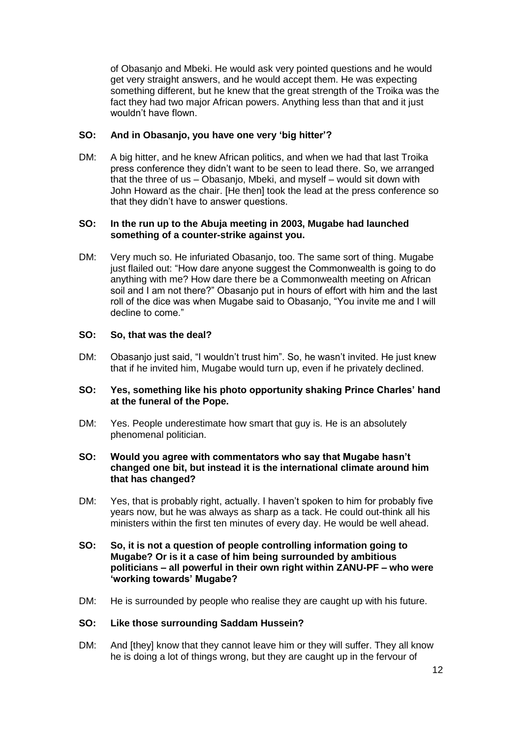of Obasanjo and Mbeki. He would ask very pointed questions and he would get very straight answers, and he would accept them. He was expecting something different, but he knew that the great strength of the Troika was the fact they had two major African powers. Anything less than that and it just wouldn't have flown.

**SO: And in Obasanjo, you have one very 'big hitter'?**

DM: A big hitter, and he knew African politics, and when we had that last Troika press conference they didn't want to be seen to lead there. So, we arranged that the three of us – Obasanjo, Mbeki, and myself – would sit down with John Howard as the chair. [He then] took the lead at the press conference so that they didn't have to answer questions.

**SO: In the run up to the Abuja meeting in 2003, Mugabe had launched something of a counter-strike against you.**

DM: Very much so. He infuriated Obasanjo, too. The same sort of thing. Mugabe just flailed out: "How dare anyone suggest the Commonwealth is going to do anything with me? How dare there be a Commonwealth meeting on African soil and I am not there?" Obasanjo put in hours of effort with him and the last roll of the dice was when Mugabe said to Obasanjo, "You invite me and I will decline to come."

**SO: So, that was the deal?**

DM: Obasanjo just said, "I wouldn't trust him". So, he wasn't invited. He just knew that if he invited him, Mugabe would turn up, even if he privately declined.

**SO: Yes, something like his photo opportunity shaking Prince Charles' hand at the funeral of the Pope.**

DM: Yes. People underestimate how smart that guy is. He is an absolutely phenomenal politician.

**SO: Would you agree with commentators who say that Mugabe hasn't changed one bit, but instead it is the international climate around him that has changed?**

DM: Yes, that is probably right, actually. I haven't spoken to him for probably five years now, but he was always as sharp as a tack. He could out-think all his ministers within the first ten minutes of every day. He would be well ahead.

**SO: So, it is not a question of people controlling information going to Mugabe? Or is it a case of him being surrounded by ambitious politicians – all powerful in their own right within ZANU-PF – who were 'working towards' Mugabe?**

DM: He is surrounded by people who realise they are caught up with his future.

**SO: Like those surrounding Saddam Hussein?**

DM: And [they] know that they cannot leave him or they will suffer. They all know he is doing a lot of things wrong, but they are caught up in the fervour of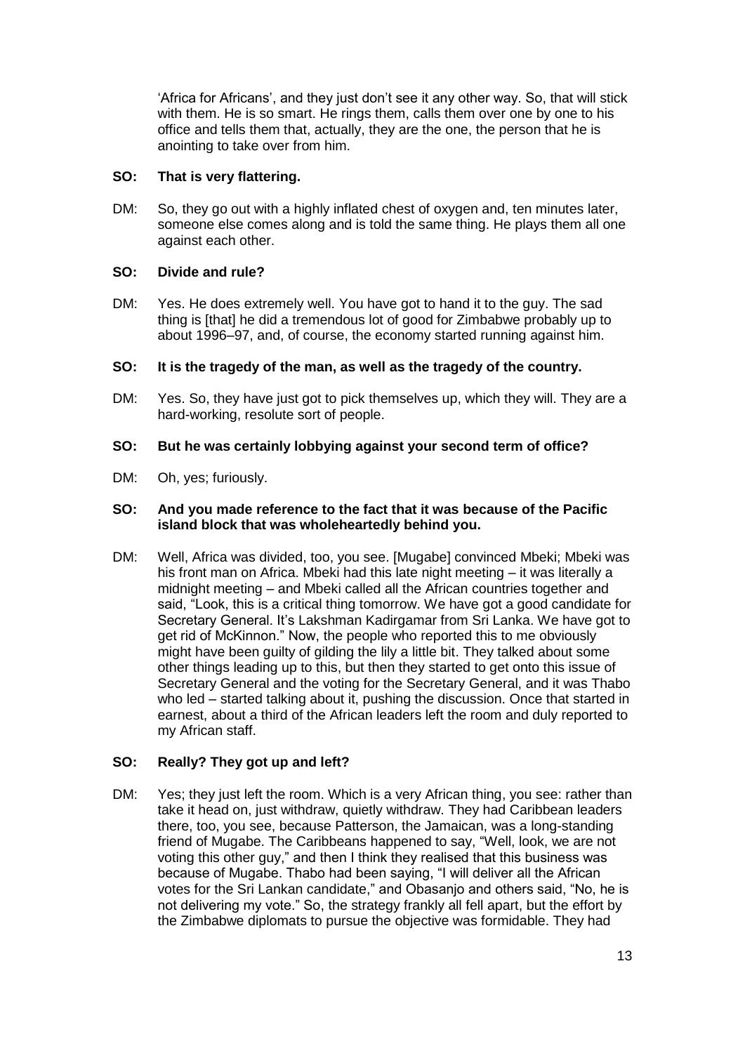'Africa for Africans', and they just don't see it any other way. So, that will stick with them. He is so smart. He rings them, calls them over one by one to his office and tells them that, actually, they are the one, the person that he is anointing to take over from him.

**SO: That is very flattering.**

DM: So, they go out with a highly inflated chest of oxygen and, ten minutes later, someone else comes along and is told the same thing. He plays them all one against each other.

**SO: Divide and rule?**

DM: Yes. He does extremely well. You have got to hand it to the guy. The sad thing is [that] he did a tremendous lot of good for Zimbabwe probably up to about 1996–97, and, of course, the economy started running against him.

**SO: It is the tragedy of the man, as well as the tragedy of the country.**

DM: Yes. So, they have just got to pick themselves up, which they will. They are a hard-working, resolute sort of people.

**SO: But he was certainly lobbying against your second term of office?**

DM: Oh, yes; furiously.

**SO: And you made reference to the fact that it was because of the Pacific island block that was wholeheartedly behind you.**

DM: Well, Africa was divided, too, you see. [Mugabe] convinced Mbeki; Mbeki was his front man on Africa. Mbeki had this late night meeting – it was literally a midnight meeting – and Mbeki called all the African countries together and said, "Look, this is a critical thing tomorrow. We have got a good candidate for Secretary General. It's Lakshman Kadirgamar from Sri Lanka. We have got to get rid of McKinnon." Now, the people who reported this to me obviously might have been guilty of gilding the lily a little bit. They talked about some other things leading up to this, but then they started to get onto this issue of Secretary General and the voting for the Secretary General, and it was Thabo who led – started talking about it, pushing the discussion. Once that started in earnest, about a third of the African leaders left the room and duly reported to my African staff.

**SO: Really? They got up and left?**

DM: Yes; they just left the room. Which is a very African thing, you see: rather than take it head on, just withdraw, quietly withdraw. They had Caribbean leaders there, too, you see, because Patterson, the Jamaican, was a long-standing friend of Mugabe. The Caribbeans happened to say, "Well, look, we are not voting this other guy," and then I think they realised that this business was because of Mugabe. Thabo had been saying, "I will deliver all the African votes for the Sri Lankan candidate," and Obasanjo and others said, "No, he is not delivering my vote." So, the strategy frankly all fell apart, but the effort by the Zimbabwe diplomats to pursue the objective was formidable. They had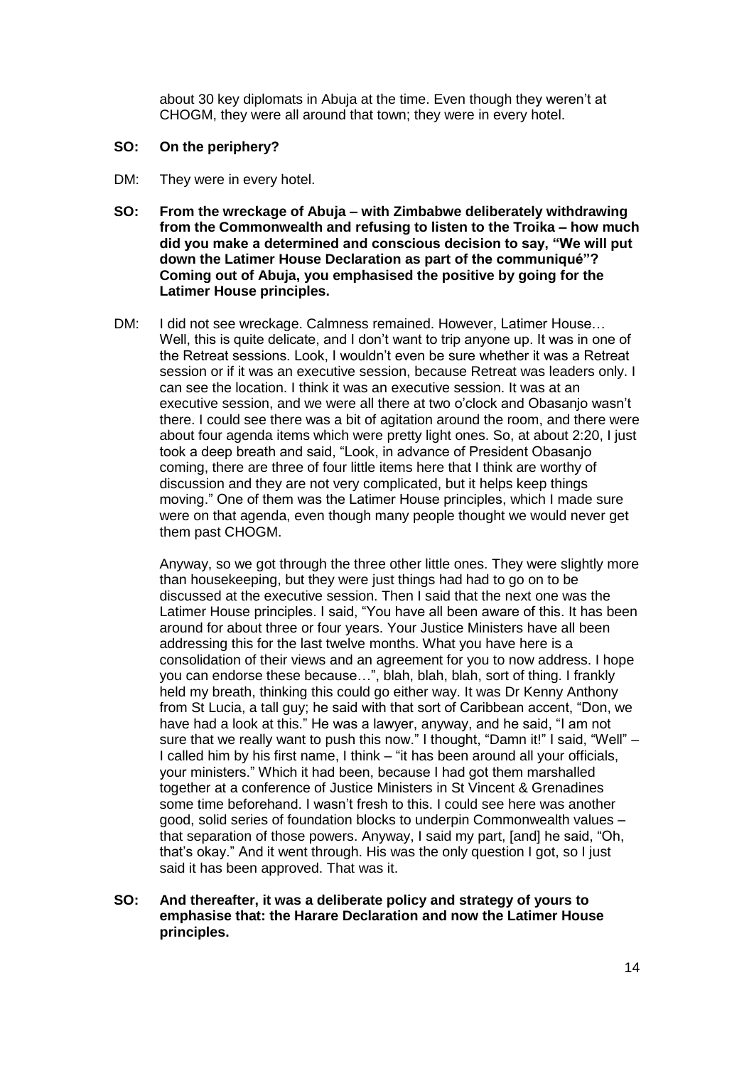about 30 key diplomats in Abuja at the time. Even though they weren't at CHOGM, they were all around that town; they were in every hotel.

**SO: On the periphery?**

DM: They were in every hotel.

**SO: From the wreckage of Abuja – with Zimbabwe deliberately withdrawing from the Commonwealth and refusing to listen to the Troika – how much did you make a determined and conscious decision to say, "We will put down the Latimer House Declaration as part of the communiqué"? Coming out of Abuja, you emphasised the positive by going for the Latimer House principles.**

DM: I did not see wreckage. Calmness remained. However, Latimer House… Well, this is quite delicate, and I don't want to trip anyone up. It was in one of the Retreat sessions. Look, I wouldn't even be sure whether it was a Retreat session or if it was an executive session, because Retreat was leaders only. I can see the location. I think it was an executive session. It was at an executive session, and we were all there at two o'clock and Obasanjo wasn't there. I could see there was a bit of agitation around the room, and there were about four agenda items which were pretty light ones. So, at about 2:20, I just took a deep breath and said, "Look, in advance of President Obasanjo coming, there are three of four little items here that I think are worthy of discussion and they are not very complicated, but it helps keep things moving." One of them was the Latimer House principles, which I made sure were on that agenda, even though many people thought we would never get them past CHOGM.

Anyway, so we got through the three other little ones. They were slightly more than housekeeping, but they were just things had had to go on to be discussed at the executive session. Then I said that the next one was the Latimer House principles. I said, "You have all been aware of this. It has been around for about three or four years. Your Justice Ministers have all been addressing this for the last twelve months. What you have here is a consolidation of their views and an agreement for you to now address. I hope you can endorse these because…", blah, blah, blah, sort of thing. I frankly held my breath, thinking this could go either way. It was Dr Kenny Anthony from St Lucia, a tall guy; he said with that sort of Caribbean accent, "Don, we have had a look at this." He was a lawyer, anyway, and he said, "I am not sure that we really want to push this now." I thought, "Damn it!" I said, "Well" – I called him by his first name, I think – "it has been around all your officials, your ministers." Which it had been, because I had got them marshalled together at a conference of Justice Ministers in St Vincent & Grenadines some time beforehand. I wasn't fresh to this. I could see here was another good, solid series of foundation blocks to underpin Commonwealth values – that separation of those powers. Anyway, I said my part, [and] he said, "Oh, that's okay." And it went through. His was the only question I got, so I just said it has been approved. That was it.

**SO: And thereafter, it was a deliberate policy and strategy of yours to emphasise that: the Harare Declaration and now the Latimer House principles.**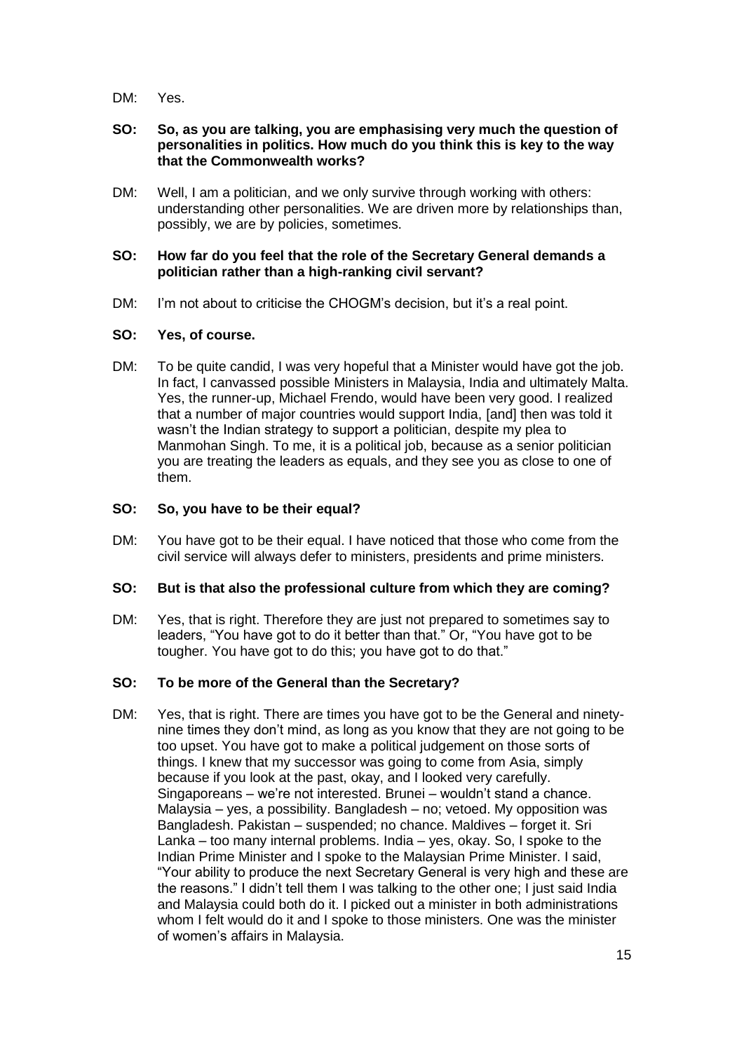DM: Yes.

**SO: So, as you are talking, you are emphasising very much the question of personalities in politics. How much do you think this is key to the way that the Commonwealth works?**

DM: Well, I am a politician, and we only survive through working with others: understanding other personalities. We are driven more by relationships than, possibly, we are by policies, sometimes.

**SO: How far do you feel that the role of the Secretary General demands a politician rather than a high-ranking civil servant?**

DM: I'm not about to criticise the CHOGM's decision, but it's a real point.

**SO: Yes, of course.**

DM: To be quite candid, I was very hopeful that a Minister would have got the job. In fact, I canvassed possible Ministers in Malaysia, India and ultimately Malta. Yes, the runner-up, Michael Frendo, would have been very good. I realized that a number of major countries would support India, [and] then was told it wasn't the Indian strategy to support a politician, despite my plea to Manmohan Singh. To me, it is a political job, because as a senior politician you are treating the leaders as equals, and they see you as close to one of them.

**SO: So, you have to be their equal?**

DM: You have got to be their equal. I have noticed that those who come from the civil service will always defer to ministers, presidents and prime ministers.

**SO: But is that also the professional culture from which they are coming?**

DM: Yes, that is right. Therefore they are just not prepared to sometimes say to leaders, "You have got to do it better than that." Or, "You have got to be tougher. You have got to do this; you have got to do that."

**SO: To be more of the General than the Secretary?**

DM: Yes, that is right. There are times you have got to be the General and ninety-nine times they don't mind, as long as you know that they are not going to be too upset. You have got to make a political judgement on those sorts of things. I knew that my successor was going to come from Asia, simply because if you look at the past, okay, and I looked very carefully. Singaporeans – we're not interested. Brunei – wouldn't stand a chance. Malaysia – yes, a possibility. Bangladesh – no; vetoed. My opposition was Bangladesh. Pakistan – suspended; no chance. Maldives – forget it. Sri Lanka – too many internal problems. India – yes, okay. So, I spoke to the Indian Prime Minister and I spoke to the Malaysian Prime Minister. I said, "Your ability to produce the next Secretary General is very high and these are the reasons." I didn't tell them I was talking to the other one; I just said India and Malaysia could both do it. I picked out a minister in both administrations whom I felt would do it and I spoke to those ministers. One was the minister of women's affairs in Malaysia.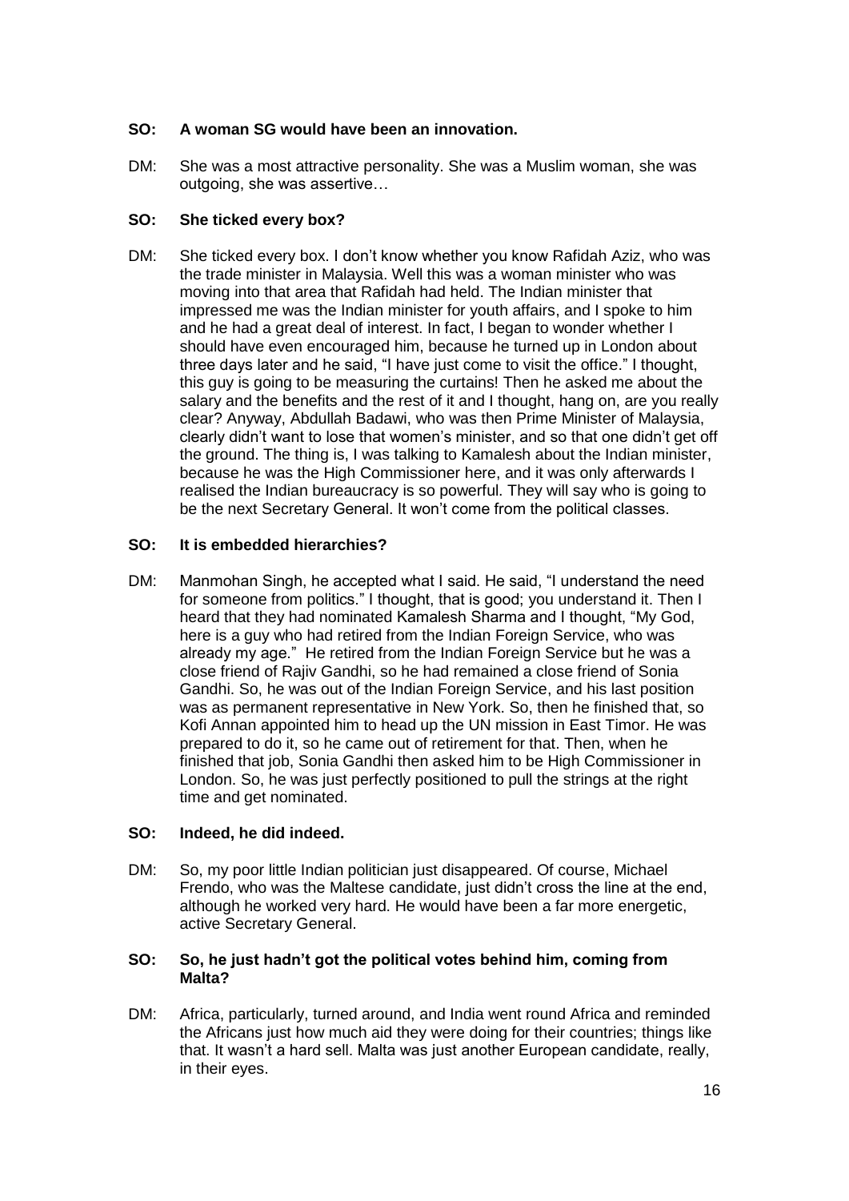**SO: A woman SG would have been an innovation.**

DM: She was a most attractive personality. She was a Muslim woman, she was outgoing, she was assertive…

**SO: She ticked every box?**

DM: She ticked every box. I don't know whether you know Rafidah Aziz, who was the trade minister in Malaysia. Well this was a woman minister who was moving into that area that Rafidah had held. The Indian minister that impressed me was the Indian minister for youth affairs, and I spoke to him and he had a great deal of interest. In fact, I began to wonder whether I should have even encouraged him, because he turned up in London about three days later and he said, "I have just come to visit the office." I thought, this guy is going to be measuring the curtains! Then he asked me about the salary and the benefits and the rest of it and I thought, hang on, are you really clear? Anyway, Abdullah Badawi, who was then Prime Minister of Malaysia, clearly didn't want to lose that women's minister, and so that one didn't get off the ground. The thing is, I was talking to Kamalesh about the Indian minister, because he was the High Commissioner here, and it was only afterwards I realised the Indian bureaucracy is so powerful. They will say who is going to be the next Secretary General. It won't come from the political classes.

**SO: It is embedded hierarchies?**

DM: Manmohan Singh, he accepted what I said. He said, "I understand the need for someone from politics." I thought, that is good; you understand it. Then I heard that they had nominated Kamalesh Sharma and I thought, "My God, here is a guy who had retired from the Indian Foreign Service, who was already my age." He retired from the Indian Foreign Service but he was a close friend of Rajiv Gandhi, so he had remained a close friend of Sonia Gandhi. So, he was out of the Indian Foreign Service, and his last position was as permanent representative in New York. So, then he finished that, so Kofi Annan appointed him to head up the UN mission in East Timor. He was prepared to do it, so he came out of retirement for that. Then, when he finished that job, Sonia Gandhi then asked him to be High Commissioner in London. So, he was just perfectly positioned to pull the strings at the right time and get nominated.

**SO: Indeed, he did indeed.**

DM: So, my poor little Indian politician just disappeared. Of course, Michael Frendo, who was the Maltese candidate, just didn't cross the line at the end, although he worked very hard. He would have been a far more energetic, active Secretary General.

**SO: So, he just hadn't got the political votes behind him, coming from Malta?**

DM: Africa, particularly, turned around, and India went round Africa and reminded the Africans just how much aid they were doing for their countries; things like that. It wasn't a hard sell. Malta was just another European candidate, really, in their eyes.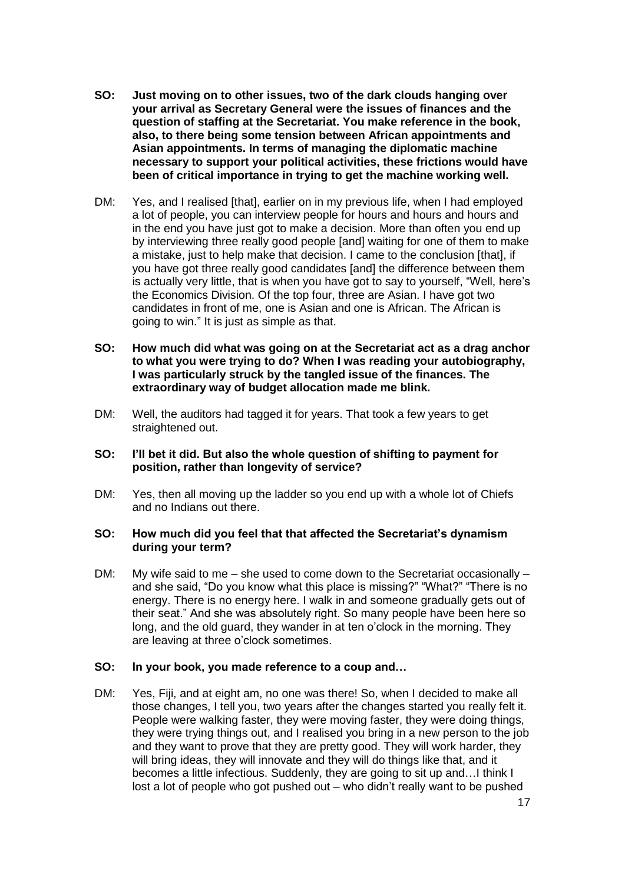**SO: Just moving on to other issues, two of the dark clouds hanging over your arrival as Secretary General were the issues of finances and the question of staffing at the Secretariat. You make reference in the book, also, to there being some tension between African appointments and Asian appointments. In terms of managing the diplomatic machine necessary to support your political activities, these frictions would have been of critical importance in trying to get the machine working well.**

DM: Yes, and I realised [that], earlier on in my previous life, when I had employed a lot of people, you can interview people for hours and hours and hours and in the end you have just got to make a decision. More than often you end up by interviewing three really good people [and] waiting for one of them to make a mistake, just to help make that decision. I came to the conclusion [that], if you have got three really good candidates [and] the difference between them is actually very little, that is when you have got to say to yourself, "Well, here's the Economics Division. Of the top four, three are Asian. I have got two candidates in front of me, one is Asian and one is African. The African is going to win." It is just as simple as that.

**SO: How much did what was going on at the Secretariat act as a drag anchor to what you were trying to do? When I was reading your autobiography, I was particularly struck by the tangled issue of the finances. The extraordinary way of budget allocation made me blink.**

DM: Well, the auditors had tagged it for years. That took a few years to get straightened out.

**SO: I'll bet it did. But also the whole question of shifting to payment for position, rather than longevity of service?**

DM: Yes, then all moving up the ladder so you end up with a whole lot of Chiefs and no Indians out there.

**SO: How much did you feel that that affected the Secretariat's dynamism during your term?**

DM: My wife said to me – she used to come down to the Secretariat occasionally – and she said, "Do you know what this place is missing?" "What?" "There is no energy. There is no energy here. I walk in and someone gradually gets out of their seat." And she was absolutely right. So many people have been here so long, and the old guard, they wander in at ten o'clock in the morning. They are leaving at three o'clock sometimes.

**SO: In your book, you made reference to a coup and…**

DM: Yes, Fiji, and at eight am, no one was there! So, when I decided to make all those changes, I tell you, two years after the changes started you really felt it. People were walking faster, they were moving faster, they were doing things, they were trying things out, and I realised you bring in a new person to the job and they want to prove that they are pretty good. They will work harder, they will bring ideas, they will innovate and they will do things like that, and it becomes a little infectious. Suddenly, they are going to sit up and…I think I lost a lot of people who got pushed out – who didn't really want to be pushed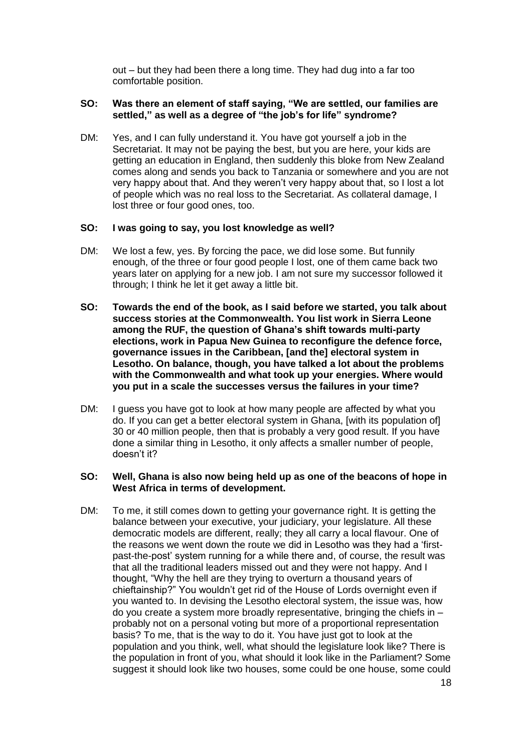out – but they had been there a long time. They had dug into a far too comfortable position.

**SO: Was there an element of staff saying, "We are settled, our families are settled," as well as a degree of "the job's for life" syndrome?**

DM: Yes, and I can fully understand it. You have got yourself a job in the Secretariat. It may not be paying the best, but you are here, your kids are getting an education in England, then suddenly this bloke from New Zealand comes along and sends you back to Tanzania or somewhere and you are not very happy about that. And they weren't very happy about that, so I lost a lot of people which was no real loss to the Secretariat. As collateral damage, I lost three or four good ones, too.

**SO: I was going to say, you lost knowledge as well?**

DM: We lost a few, yes. By forcing the pace, we did lose some. But funnily enough, of the three or four good people I lost, one of them came back two years later on applying for a new job. I am not sure my successor followed it through; I think he let it get away a little bit.

**SO: Towards the end of the book, as I said before we started, you talk about success stories at the Commonwealth. You list work in Sierra Leone among the RUF, the question of Ghana's shift towards multi-party elections, work in Papua New Guinea to reconfigure the defence force, governance issues in the Caribbean, [and the] electoral system in Lesotho. On balance, though, you have talked a lot about the problems with the Commonwealth and what took up your energies. Where would you put in a scale the successes versus the failures in your time?**

DM: I guess you have got to look at how many people are affected by what you do. If you can get a better electoral system in Ghana, [with its population of] 30 or 40 million people, then that is probably a very good result. If you have done a similar thing in Lesotho, it only affects a smaller number of people, doesn't it?

**SO: Well, Ghana is also now being held up as one of the beacons of hope in West Africa in terms of development.**

DM: To me, it still comes down to getting your governance right. It is getting the balance between your executive, your judiciary, your legislature. All these democratic models are different, really; they all carry a local flavour. One of the reasons we went down the route we did in Lesotho was they had a 'first-past-the-post' system running for a while there and, of course, the result was that all the traditional leaders missed out and they were not happy. And I thought, "Why the hell are they trying to overturn a thousand years of chieftainship?" You wouldn't get rid of the House of Lords overnight even if you wanted to. In devising the Lesotho electoral system, the issue was, how do you create a system more broadly representative, bringing the chiefs in – probably not on a personal voting but more of a proportional representation basis? To me, that is the way to do it. You have just got to look at the population and you think, well, what should the legislature look like? There is the population in front of you, what should it look like in the Parliament? Some suggest it should look like two houses, some could be one house, some could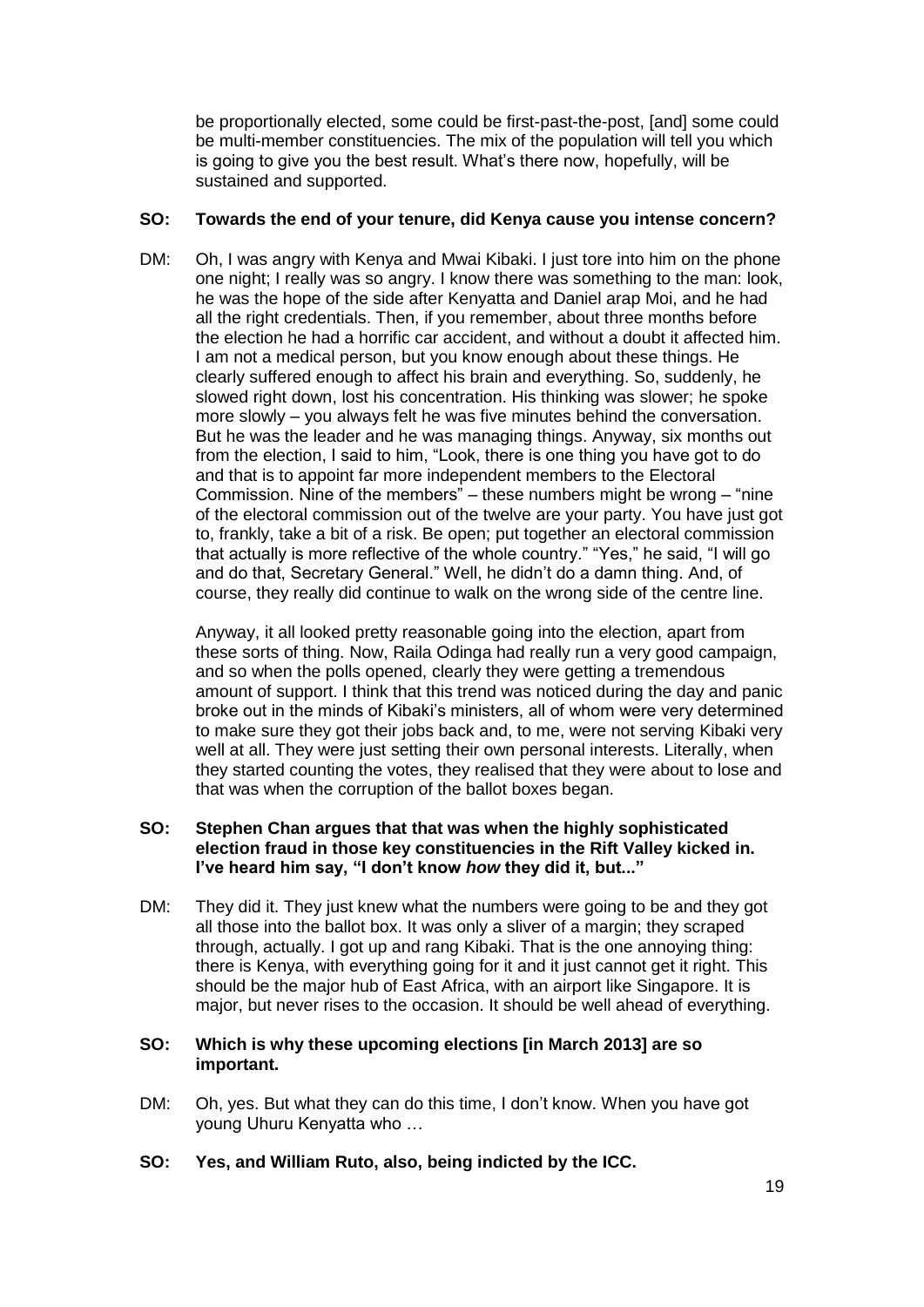be proportionally elected, some could be first-past-the-post, [and] some could be multi-member constituencies. The mix of the population will tell you which is going to give you the best result. What's there now, hopefully, will be sustained and supported.

**SO: Towards the end of your tenure, did Kenya cause you intense concern?**

DM: Oh, I was angry with Kenya and Mwai Kibaki. I just tore into him on the phone one night; I really was so angry. I know there was something to the man: look, he was the hope of the side after Kenyatta and Daniel arap Moi, and he had all the right credentials. Then, if you remember, about three months before the election he had a horrific car accident, and without a doubt it affected him. I am not a medical person, but you know enough about these things. He clearly suffered enough to affect his brain and everything. So, suddenly, he slowed right down, lost his concentration. His thinking was slower; he spoke more slowly – you always felt he was five minutes behind the conversation. But he was the leader and he was managing things. Anyway, six months out from the election, I said to him, "Look, there is one thing you have got to do and that is to appoint far more independent members to the Electoral Commission. Nine of the members" – these numbers might be wrong – "nine of the electoral commission out of the twelve are your party. You have just got to, frankly, take a bit of a risk. Be open; put together an electoral commission that actually is more reflective of the whole country." "Yes," he said, "I will go and do that, Secretary General." Well, he didn't do a damn thing. And, of course, they really did continue to walk on the wrong side of the centre line.

Anyway, it all looked pretty reasonable going into the election, apart from these sorts of thing. Now, Raila Odinga had really run a very good campaign, and so when the polls opened, clearly they were getting a tremendous amount of support. I think that this trend was noticed during the day and panic broke out in the minds of Kibaki's ministers, all of whom were very determined to make sure they got their jobs back and, to me, were not serving Kibaki very well at all. They were just setting their own personal interests. Literally, when they started counting the votes, they realised that they were about to lose and that was when the corruption of the ballot boxes began.

**SO: Stephen Chan argues that that was when the highly sophisticated election fraud in those key constituencies in the Rift Valley kicked in. I've heard him say, "I don't know *how* they did it, but..."**

DM: They did it. They just knew what the numbers were going to be and they got all those into the ballot box. It was only a sliver of a margin; they scraped through, actually. I got up and rang Kibaki. That is the one annoying thing: there is Kenya, with everything going for it and it just cannot get it right. This should be the major hub of East Africa, with an airport like Singapore. It is major, but never rises to the occasion. It should be well ahead of everything.

**SO: Which is why these upcoming elections [in March 2013] are so important.**

DM: Oh, yes. But what they can do this time, I don't know. When you have got young Uhuru Kenyatta who …

**SO: Yes, and William Ruto, also, being indicted by the ICC.**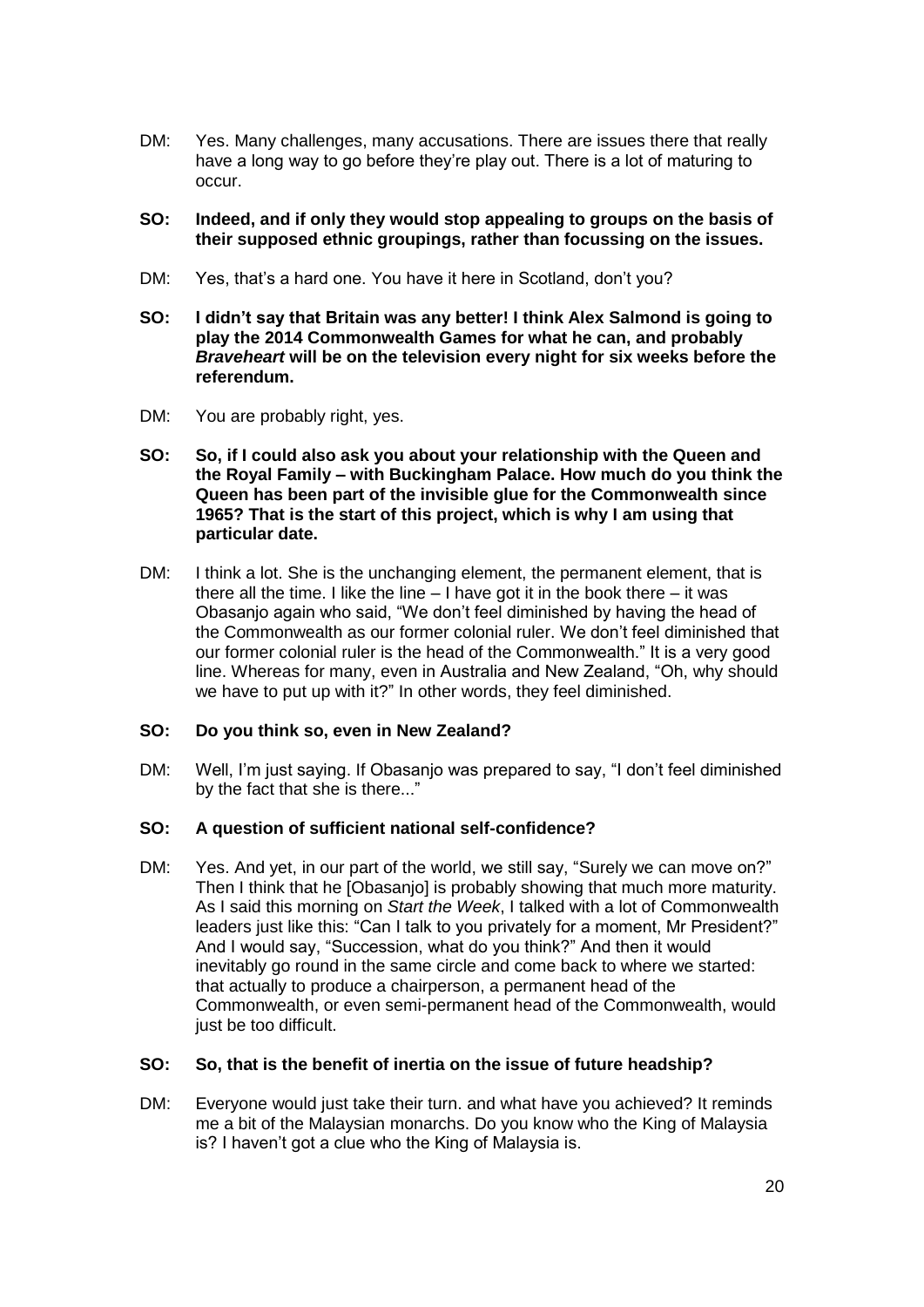DM: Yes. Many challenges, many accusations. There are issues there that really have a long way to go before they're play out. There is a lot of maturing to occur.

**SO: Indeed, and if only they would stop appealing to groups on the basis of their supposed ethnic groupings, rather than focussing on the issues.**

DM: Yes, that's a hard one. You have it here in Scotland, don't you?

**SO: I didn't say that Britain was any better! I think Alex Salmond is going to play the 2014 Commonwealth Games for what he can, and probably *Braveheart* will be on the television every night for six weeks before the referendum.**

DM: You are probably right, yes.

**SO: So, if I could also ask you about your relationship with the Queen and the Royal Family – with Buckingham Palace. How much do you think the Queen has been part of the invisible glue for the Commonwealth since 1965? That is the start of this project, which is why I am using that particular date.**

DM: I think a lot. She is the unchanging element, the permanent element, that is there all the time. I like the line – I have got it in the book there – it was Obasanjo again who said, "We don't feel diminished by having the head of the Commonwealth as our former colonial ruler. We don't feel diminished that our former colonial ruler is the head of the Commonwealth." It is a very good line. Whereas for many, even in Australia and New Zealand, "Oh, why should we have to put up with it?" In other words, they feel diminished.

**SO: Do you think so, even in New Zealand?**

DM: Well, I'm just saying. If Obasanjo was prepared to say, "I don't feel diminished by the fact that she is there..."

**SO: A question of sufficient national self-confidence?**

DM: Yes. And yet, in our part of the world, we still say, "Surely we can move on?" Then I think that he [Obasanjo] is probably showing that much more maturity. As I said this morning on *Start the Week*, I talked with a lot of Commonwealth leaders just like this: "Can I talk to you privately for a moment, Mr President?" And I would say, "Succession, what do you think?" And then it would inevitably go round in the same circle and come back to where we started: that actually to produce a chairperson, a permanent head of the Commonwealth, or even semi-permanent head of the Commonwealth, would just be too difficult.

**SO: So, that is the benefit of inertia on the issue of future headship?**

DM: Everyone would just take their turn. and what have you achieved? It reminds me a bit of the Malaysian monarchs. Do you know who the King of Malaysia is? I haven't got a clue who the King of Malaysia is.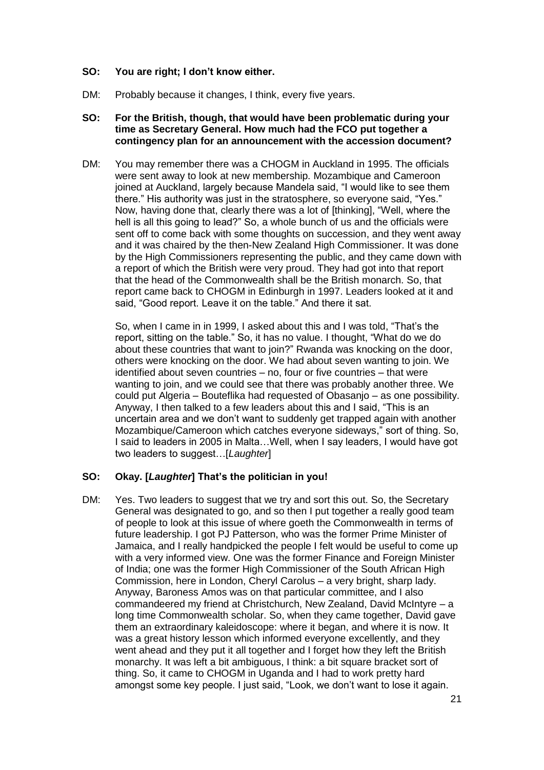**SO: You are right; I don't know either.**

DM: Probably because it changes, I think, every five years.

**SO: For the British, though, that would have been problematic during your time as Secretary General. How much had the FCO put together a contingency plan for an announcement with the accession document?**

DM: You may remember there was a CHOGM in Auckland in 1995. The officials were sent away to look at new membership. Mozambique and Cameroon joined at Auckland, largely because Mandela said, "I would like to see them there." His authority was just in the stratosphere, so everyone said, "Yes." Now, having done that, clearly there was a lot of [thinking], "Well, where the hell is all this going to lead?" So, a whole bunch of us and the officials were sent off to come back with some thoughts on succession, and they went away and it was chaired by the then-New Zealand High Commissioner. It was done by the High Commissioners representing the public, and they came down with a report of which the British were very proud. They had got into that report that the head of the Commonwealth shall be the British monarch. So, that report came back to CHOGM in Edinburgh in 1997. Leaders looked at it and said, "Good report. Leave it on the table." And there it sat.

So, when I came in in 1999, I asked about this and I was told, "That's the report, sitting on the table." So, it has no value. I thought, "What do we do about these countries that want to join?" Rwanda was knocking on the door, others were knocking on the door. We had about seven wanting to join. We identified about seven countries – no, four or five countries – that were wanting to join, and we could see that there was probably another three. We could put Algeria – Bouteflika had requested of Obasanjo – as one possibility. Anyway, I then talked to a few leaders about this and I said, "This is an uncertain area and we don't want to suddenly get trapped again with another Mozambique/Cameroon which catches everyone sideways," sort of thing. So, I said to leaders in 2005 in Malta…Well, when I say leaders, I would have got two leaders to suggest…[*Laughter*]

**SO: Okay. [*Laughter*] That's the politician in you!**

DM: Yes. Two leaders to suggest that we try and sort this out. So, the Secretary General was designated to go, and so then I put together a really good team of people to look at this issue of where goeth the Commonwealth in terms of future leadership. I got PJ Patterson, who was the former Prime Minister of Jamaica, and I really handpicked the people I felt would be useful to come up with a very informed view. One was the former Finance and Foreign Minister of India; one was the former High Commissioner of the South African High Commission, here in London, Cheryl Carolus – a very bright, sharp lady. Anyway, Baroness Amos was on that particular committee, and I also commandeered my friend at Christchurch, New Zealand, David McIntyre – a long time Commonwealth scholar. So, when they came together, David gave them an extraordinary kaleidoscope: where it began, and where it is now. It was a great history lesson which informed everyone excellently, and they went ahead and they put it all together and I forget how they left the British monarchy. It was left a bit ambiguous, I think: a bit square bracket sort of thing. So, it came to CHOGM in Uganda and I had to work pretty hard amongst some key people. I just said, "Look, we don't want to lose it again.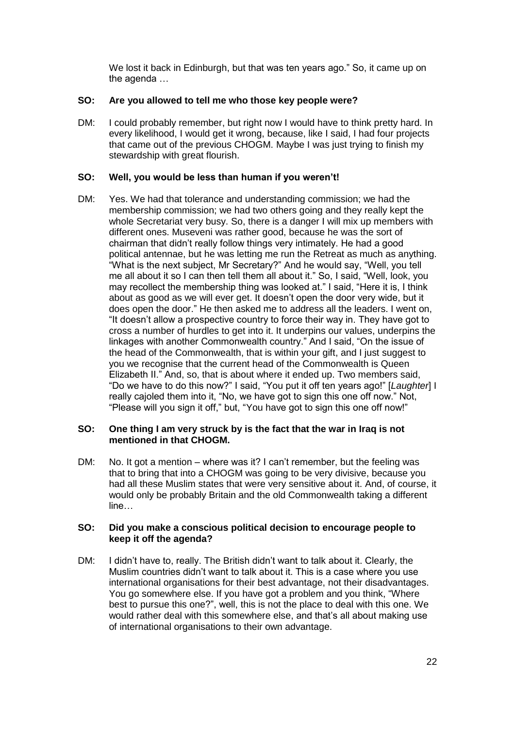We lost it back in Edinburgh, but that was ten years ago." So, it came up on the agenda …

**SO: Are you allowed to tell me who those key people were?**

DM: I could probably remember, but right now I would have to think pretty hard. In every likelihood, I would get it wrong, because, like I said, I had four projects that came out of the previous CHOGM. Maybe I was just trying to finish my stewardship with great flourish.

**SO: Well, you would be less than human if you weren't!**

DM: Yes. We had that tolerance and understanding commission; we had the membership commission; we had two others going and they really kept the whole Secretariat very busy. So, there is a danger I will mix up members with different ones. Museveni was rather good, because he was the sort of chairman that didn't really follow things very intimately. He had a good political antennae, but he was letting me run the Retreat as much as anything. "What is the next subject, Mr Secretary?" And he would say, "Well, you tell me all about it so I can then tell them all about it." So, I said, "Well, look, you may recollect the membership thing was looked at." I said, "Here it is, I think about as good as we will ever get. It doesn't open the door very wide, but it does open the door." He then asked me to address all the leaders. I went on, "It doesn't allow a prospective country to force their way in. They have got to cross a number of hurdles to get into it. It underpins our values, underpins the linkages with another Commonwealth country." And I said, "On the issue of the head of the Commonwealth, that is within your gift, and I just suggest to you we recognise that the current head of the Commonwealth is Queen Elizabeth II." And, so, that is about where it ended up. Two members said, "Do we have to do this now?" I said, "You put it off ten years ago!" [*Laughter*] I really cajoled them into it, "No, we have got to sign this one off now." Not, "Please will you sign it off," but, "You have got to sign this one off now!"

**SO: One thing I am very struck by is the fact that the war in Iraq is not mentioned in that CHOGM.**

DM: No. It got a mention – where was it? I can't remember, but the feeling was that to bring that into a CHOGM was going to be very divisive, because you had all these Muslim states that were very sensitive about it. And, of course, it would only be probably Britain and the old Commonwealth taking a different line…

**SO: Did you make a conscious political decision to encourage people to keep it off the agenda?**

DM: I didn't have to, really. The British didn't want to talk about it. Clearly, the Muslim countries didn't want to talk about it. This is a case where you use international organisations for their best advantage, not their disadvantages. You go somewhere else. If you have got a problem and you think, "Where best to pursue this one?", well, this is not the place to deal with this one. We would rather deal with this somewhere else, and that's all about making use of international organisations to their own advantage.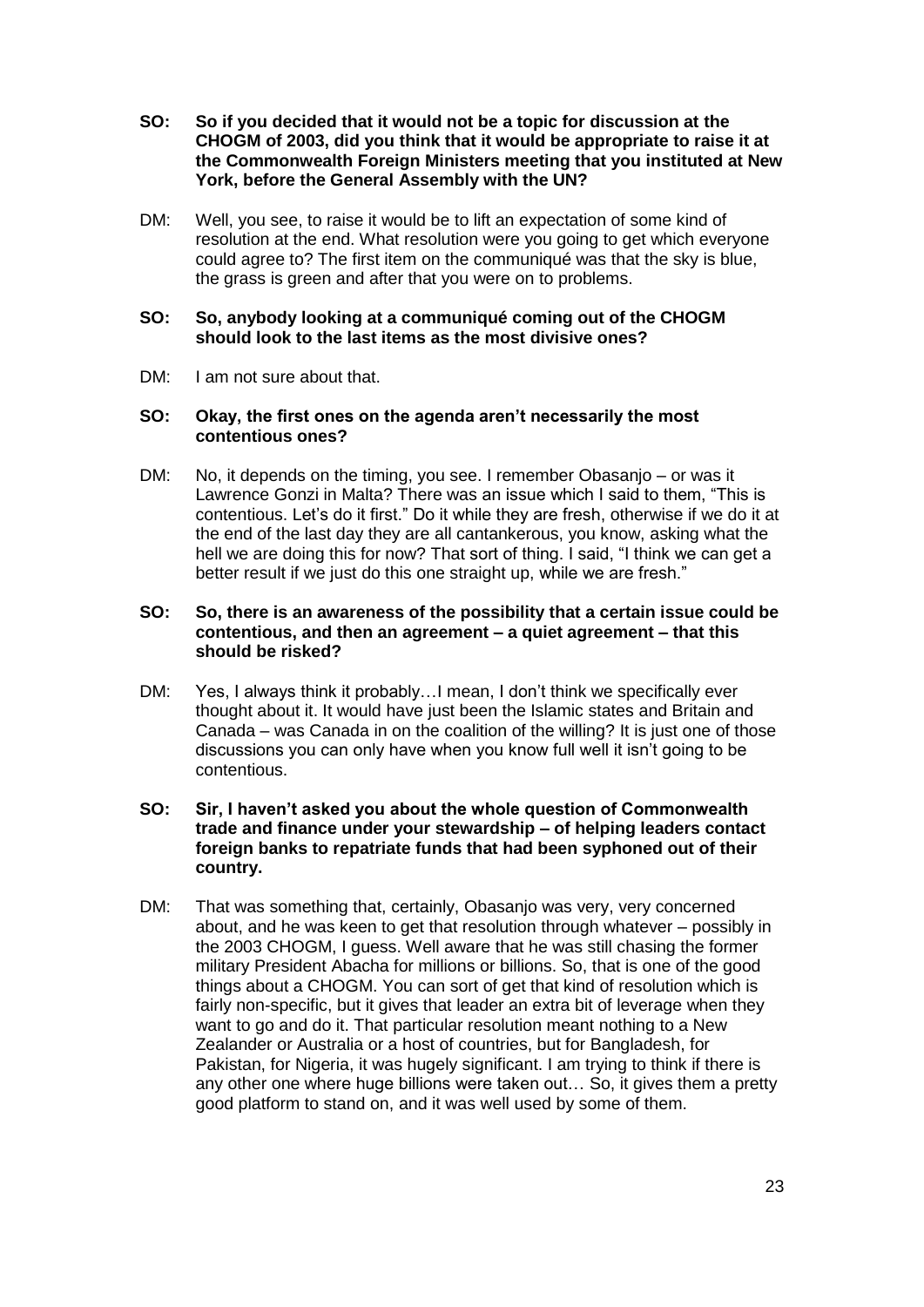**SO: So if you decided that it would not be a topic for discussion at the CHOGM of 2003, did you think that it would be appropriate to raise it at the Commonwealth Foreign Ministers meeting that you instituted at New York, before the General Assembly with the UN?**

DM: Well, you see, to raise it would be to lift an expectation of some kind of resolution at the end. What resolution were you going to get which everyone could agree to? The first item on the communiqué was that the sky is blue, the grass is green and after that you were on to problems.

**SO: So, anybody looking at a communiqué coming out of the CHOGM should look to the last items as the most divisive ones?**

DM: I am not sure about that.

**SO: Okay, the first ones on the agenda aren't necessarily the most contentious ones?**

DM: No, it depends on the timing, you see. I remember Obasanjo – or was it Lawrence Gonzi in Malta? There was an issue which I said to them, "This is contentious. Let's do it first." Do it while they are fresh, otherwise if we do it at the end of the last day they are all cantankerous, you know, asking what the hell we are doing this for now? That sort of thing. I said, "I think we can get a better result if we just do this one straight up, while we are fresh."

**SO: So, there is an awareness of the possibility that a certain issue could be contentious, and then an agreement – a quiet agreement – that this should be risked?**

DM: Yes, I always think it probably…I mean, I don't think we specifically ever thought about it. It would have just been the Islamic states and Britain and Canada – was Canada in on the coalition of the willing? It is just one of those discussions you can only have when you know full well it isn't going to be contentious.

**SO: Sir, I haven't asked you about the whole question of Commonwealth trade and finance under your stewardship – of helping leaders contact foreign banks to repatriate funds that had been syphoned out of their country.**

DM: That was something that, certainly, Obasanjo was very, very concerned about, and he was keen to get that resolution through whatever – possibly in the 2003 CHOGM, I guess. Well aware that he was still chasing the former military President Abacha for millions or billions. So, that is one of the good things about a CHOGM. You can sort of get that kind of resolution which is fairly non-specific, but it gives that leader an extra bit of leverage when they want to go and do it. That particular resolution meant nothing to a New Zealander or Australia or a host of countries, but for Bangladesh, for Pakistan, for Nigeria, it was hugely significant. I am trying to think if there is any other one where huge billions were taken out… So, it gives them a pretty good platform to stand on, and it was well used by some of them.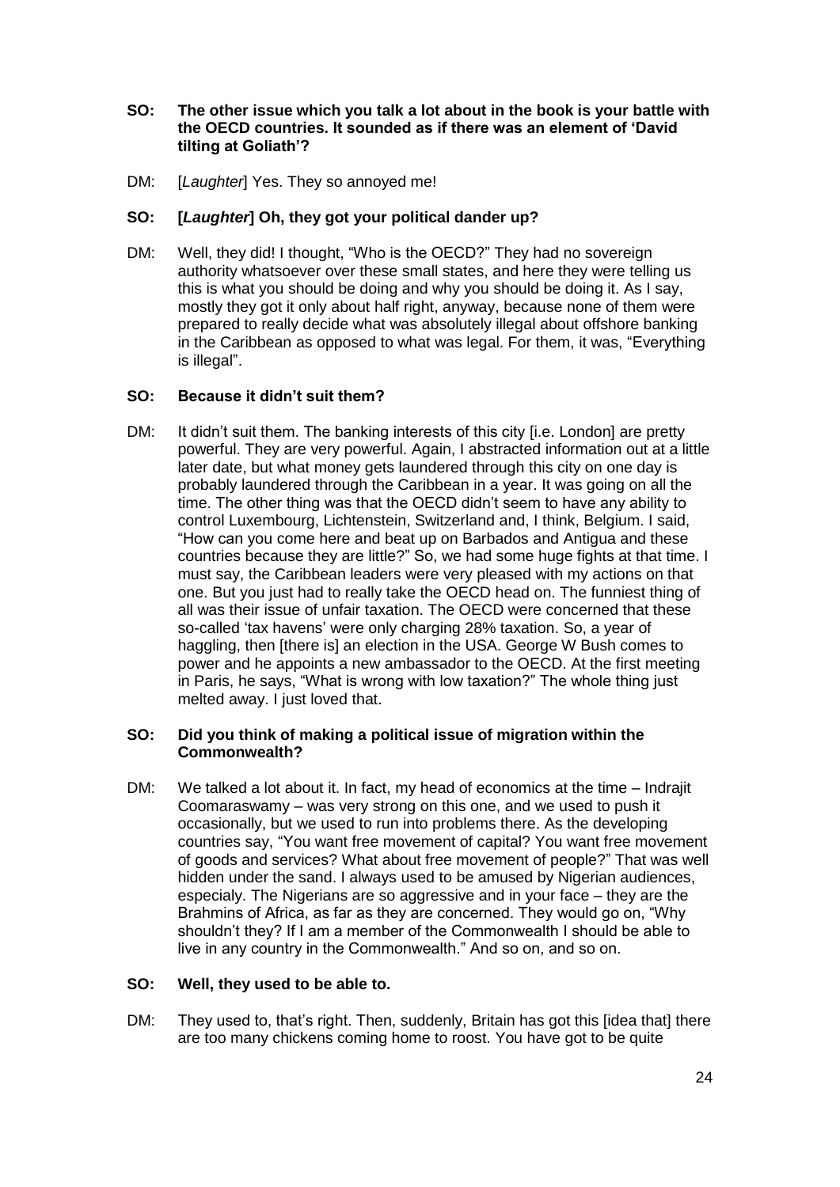**SO: The other issue which you talk a lot about in the book is your battle with the OECD countries. It sounded as if there was an element of 'David tilting at Goliath'?**

DM: [*Laughter*] Yes. They so annoyed me!

**SO: [*Laughter*] Oh, they got your political dander up?**

DM: Well, they did! I thought, "Who is the OECD?" They had no sovereign authority whatsoever over these small states, and here they were telling us this is what you should be doing and why you should be doing it. As I say, mostly they got it only about half right, anyway, because none of them were prepared to really decide what was absolutely illegal about offshore banking in the Caribbean as opposed to what was legal. For them, it was, "Everything is illegal".

**SO: Because it didn't suit them?**

DM: It didn't suit them. The banking interests of this city [i.e. London] are pretty powerful. They are very powerful. Again, I abstracted information out at a little later date, but what money gets laundered through this city on one day is probably laundered through the Caribbean in a year. It was going on all the time. The other thing was that the OECD didn't seem to have any ability to control Luxembourg, Lichtenstein, Switzerland and, I think, Belgium. I said, "How can you come here and beat up on Barbados and Antigua and these countries because they are little?" So, we had some huge fights at that time. I must say, the Caribbean leaders were very pleased with my actions on that one. But you just had to really take the OECD head on. The funniest thing of all was their issue of unfair taxation. The OECD were concerned that these so-called 'tax havens' were only charging 28% taxation. So, a year of haggling, then [there is] an election in the USA. George W Bush comes to power and he appoints a new ambassador to the OECD. At the first meeting in Paris, he says, "What is wrong with low taxation?" The whole thing just melted away. I just loved that.

**SO: Did you think of making a political issue of migration within the Commonwealth?**

DM: We talked a lot about it. In fact, my head of economics at the time – Indrajit Coomaraswamy – was very strong on this one, and we used to push it occasionally, but we used to run into problems there. As the developing countries say, "You want free movement of capital? You want free movement of goods and services? What about free movement of people?" That was well hidden under the sand. I always used to be amused by Nigerian audiences, especialy. The Nigerians are so aggressive and in your face – they are the Brahmins of Africa, as far as they are concerned. They would go on, "Why shouldn't they? If I am a member of the Commonwealth I should be able to live in any country in the Commonwealth." And so on, and so on.

**SO: Well, they used to be able to.**

DM: They used to, that's right. Then, suddenly, Britain has got this [idea that] there are too many chickens coming home to roost. You have got to be quite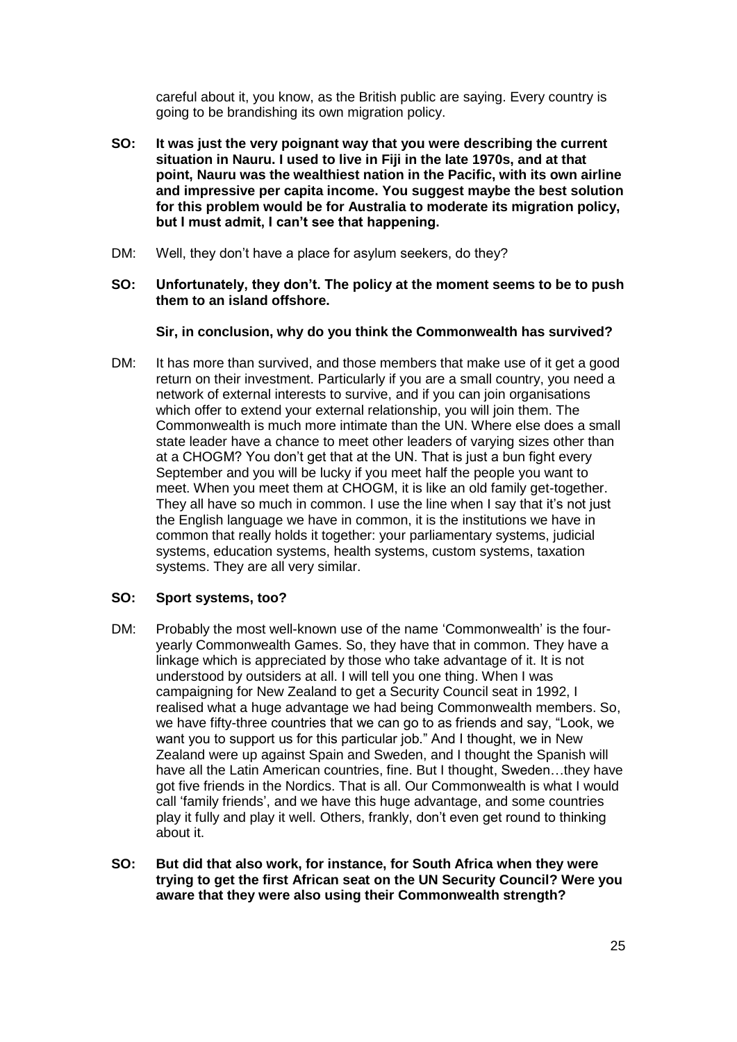careful about it, you know, as the British public are saying. Every country is going to be brandishing its own migration policy.

**SO: It was just the very poignant way that you were describing the current situation in Nauru. I used to live in Fiji in the late 1970s, and at that point, Nauru was the wealthiest nation in the Pacific, with its own airline and impressive per capita income. You suggest maybe the best solution for this problem would be for Australia to moderate its migration policy, but I must admit, I can't see that happening.**

DM: Well, they don't have a place for asylum seekers, do they?

**SO: Unfortunately, they don't. The policy at the moment seems to be to push them to an island offshore.**

**Sir, in conclusion, why do you think the Commonwealth has survived?**

DM: It has more than survived, and those members that make use of it get a good return on their investment. Particularly if you are a small country, you need a network of external interests to survive, and if you can join organisations which offer to extend your external relationship, you will join them. The Commonwealth is much more intimate than the UN. Where else does a small state leader have a chance to meet other leaders of varying sizes other than at a CHOGM? You don't get that at the UN. That is just a bun fight every September and you will be lucky if you meet half the people you want to meet. When you meet them at CHOGM, it is like an old family get-together. They all have so much in common. I use the line when I say that it's not just the English language we have in common, it is the institutions we have in common that really holds it together: your parliamentary systems, judicial systems, education systems, health systems, custom systems, taxation systems. They are all very similar.

**SO: Sport systems, too?**

DM: Probably the most well-known use of the name 'Commonwealth' is the four-yearly Commonwealth Games. So, they have that in common. They have a linkage which is appreciated by those who take advantage of it. It is not understood by outsiders at all. I will tell you one thing. When I was campaigning for New Zealand to get a Security Council seat in 1992, I realised what a huge advantage we had being Commonwealth members. So, we have fifty-three countries that we can go to as friends and say, "Look, we want you to support us for this particular job." And I thought, we in New Zealand were up against Spain and Sweden, and I thought the Spanish will have all the Latin American countries, fine. But I thought, Sweden…they have got five friends in the Nordics. That is all. Our Commonwealth is what I would call 'family friends', and we have this huge advantage, and some countries play it fully and play it well. Others, frankly, don't even get round to thinking about it.

**SO: But did that also work, for instance, for South Africa when they were trying to get the first African seat on the UN Security Council? Were you aware that they were also using their Commonwealth strength?**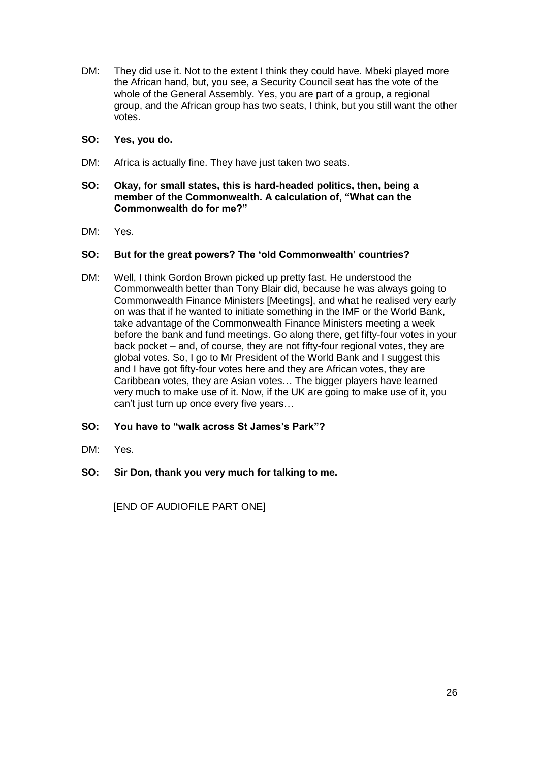DM: They did use it. Not to the extent I think they could have. Mbeki played more the African hand, but, you see, a Security Council seat has the vote of the whole of the General Assembly. Yes, you are part of a group, a regional group, and the African group has two seats, I think, but you still want the other votes.

**SO: Yes, you do.**

DM: Africa is actually fine. They have just taken two seats.

**SO: Okay, for small states, this is hard-headed politics, then, being a member of the Commonwealth. A calculation of, "What can the Commonwealth do for me?"**

DM: Yes.

**SO: But for the great powers? The 'old Commonwealth' countries?**

DM: Well, I think Gordon Brown picked up pretty fast. He understood the Commonwealth better than Tony Blair did, because he was always going to Commonwealth Finance Ministers [Meetings], and what he realised very early on was that if he wanted to initiate something in the IMF or the World Bank, take advantage of the Commonwealth Finance Ministers meeting a week before the bank and fund meetings. Go along there, get fifty-four votes in your back pocket – and, of course, they are not fifty-four regional votes, they are global votes. So, I go to Mr President of the World Bank and I suggest this and I have got fifty-four votes here and they are African votes, they are Caribbean votes, they are Asian votes… The bigger players have learned very much to make use of it. Now, if the UK are going to make use of it, you can't just turn up once every five years…

**SO: You have to "walk across St James's Park"?**

DM: Yes.

**SO: Sir Don, thank you very much for talking to me.**

[END OF AUDIOFILE PART ONE]